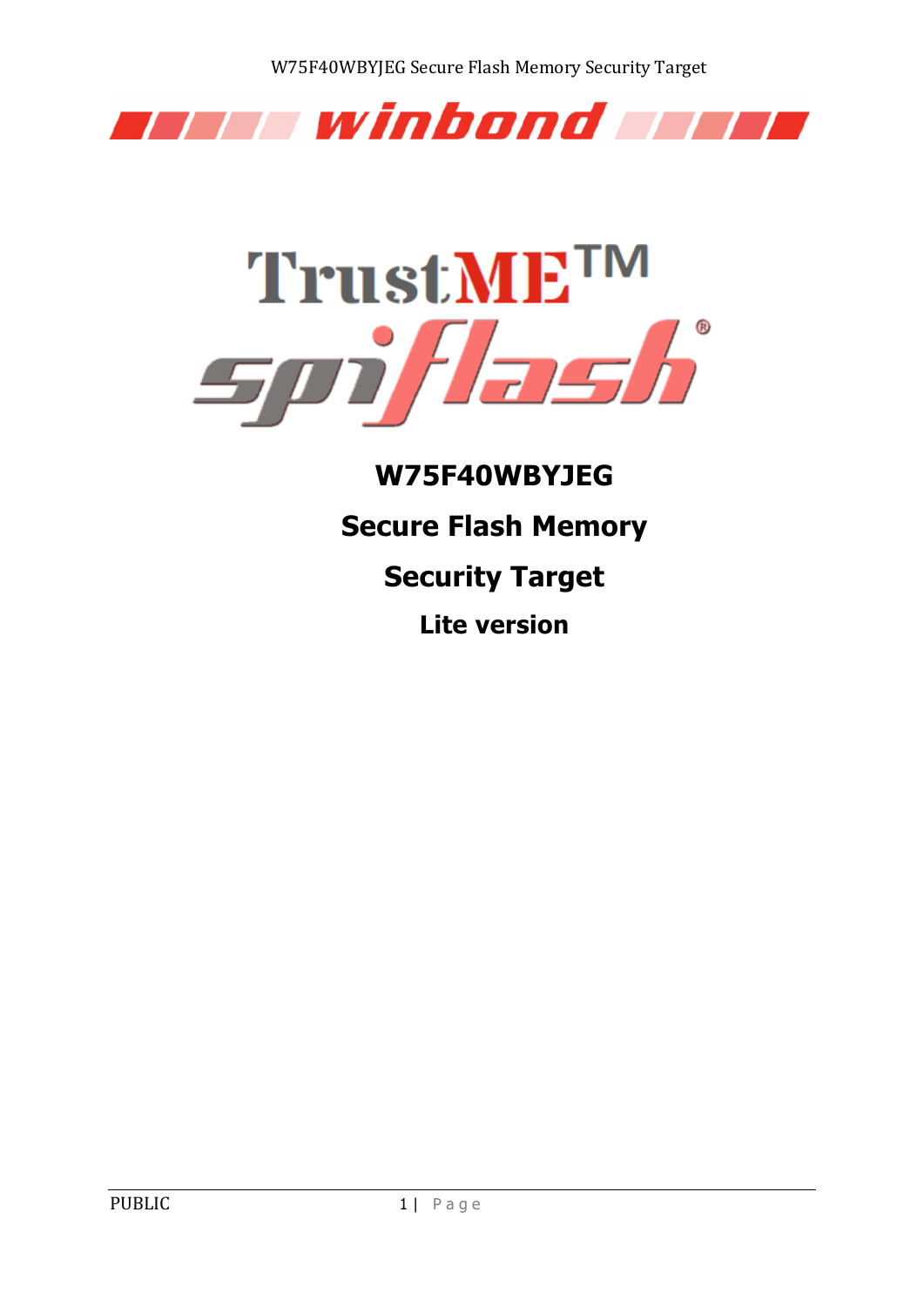winbond

TrustME™

spiflash®

# W75F40WBYJEG

# Secure Flash Memory

# Security Target

## Lite version

PUBLIC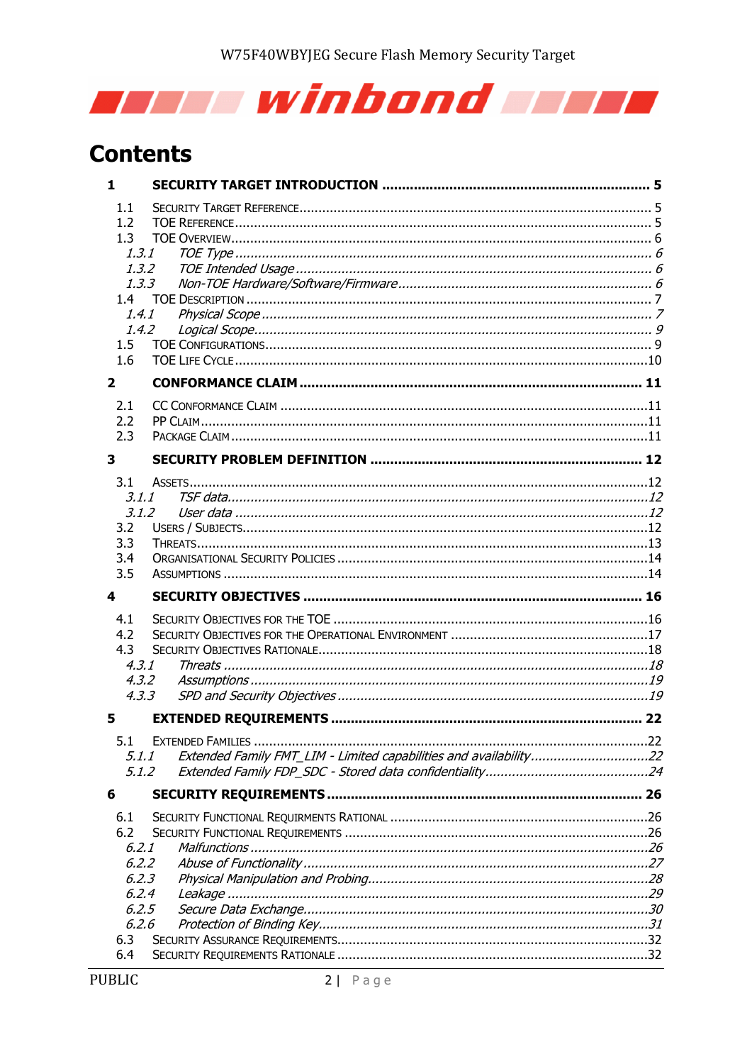# Contents

**1 SECURITY TARGET INTRODUCTION .......... 5**

- 1.1 Security Target Reference .......... 5
- 1.2 TOE Reference .......... 5
- 1.3 TOE Overview .......... 6
  - *1.3.1 TOE Type .......... 6*
  - *1.3.2 TOE Intended Usage .......... 6*
  - *1.3.3 Non-TOE Hardware/Software/Firmware .......... 6*
- 1.4 TOE Description .......... 7
  - *1.4.1 Physical Scope .......... 7*
  - *1.4.2 Logical Scope .......... 9*
- 1.5 TOE Configurations .......... 9
- 1.6 TOE Life Cycle .......... 10

**2 CONFORMANCE CLAIM .......... 11**

- 2.1 CC Conformance Claim .......... 11
- 2.2 PP Claim .......... 11
- 2.3 Package Claim .......... 11

**3 SECURITY PROBLEM DEFINITION .......... 12**

- 3.1 Assets .......... 12
  - *3.1.1 TSF data .......... 12*
  - *3.1.2 User data .......... 12*
- 3.2 Users / Subjects .......... 12
- 3.3 Threats .......... 13
- 3.4 Organisational Security Policies .......... 14
- 3.5 Assumptions .......... 14

**4 SECURITY OBJECTIVES .......... 16**

- 4.1 Security Objectives for the TOE .......... 16
- 4.2 Security Objectives for the Operational Environment .......... 17
- 4.3 Security Objectives Rationale .......... 18
  - *4.3.1 Threats .......... 18*
  - *4.3.2 Assumptions .......... 19*
  - *4.3.3 SPD and Security Objectives .......... 19*

**5 EXTENDED REQUIREMENTS .......... 22**

- 5.1 Extended Families .......... 22
  - *5.1.1 Extended Family FMT_LIM - Limited capabilities and availability .......... 22*
  - *5.1.2 Extended Family FDP_SDC - Stored data confidentiality .......... 24*

**6 SECURITY REQUIREMENTS .......... 26**

- 6.1 Security Functional Requirments Rational .......... 26
- 6.2 Security Functional Requirments .......... 26
  - *6.2.1 Malfunctions .......... 26*
  - *6.2.2 Abuse of Functionality .......... 27*
  - *6.2.3 Physical Manipulation and Probing .......... 28*
  - *6.2.4 Leakage .......... 29*
  - *6.2.5 Secure Data Exchange .......... 30*
  - *6.2.6 Protection of Binding Key .......... 31*
- 6.3 Security Assurance Requirements .......... 32
- 6.4 Security Requirements Rationale .......... 32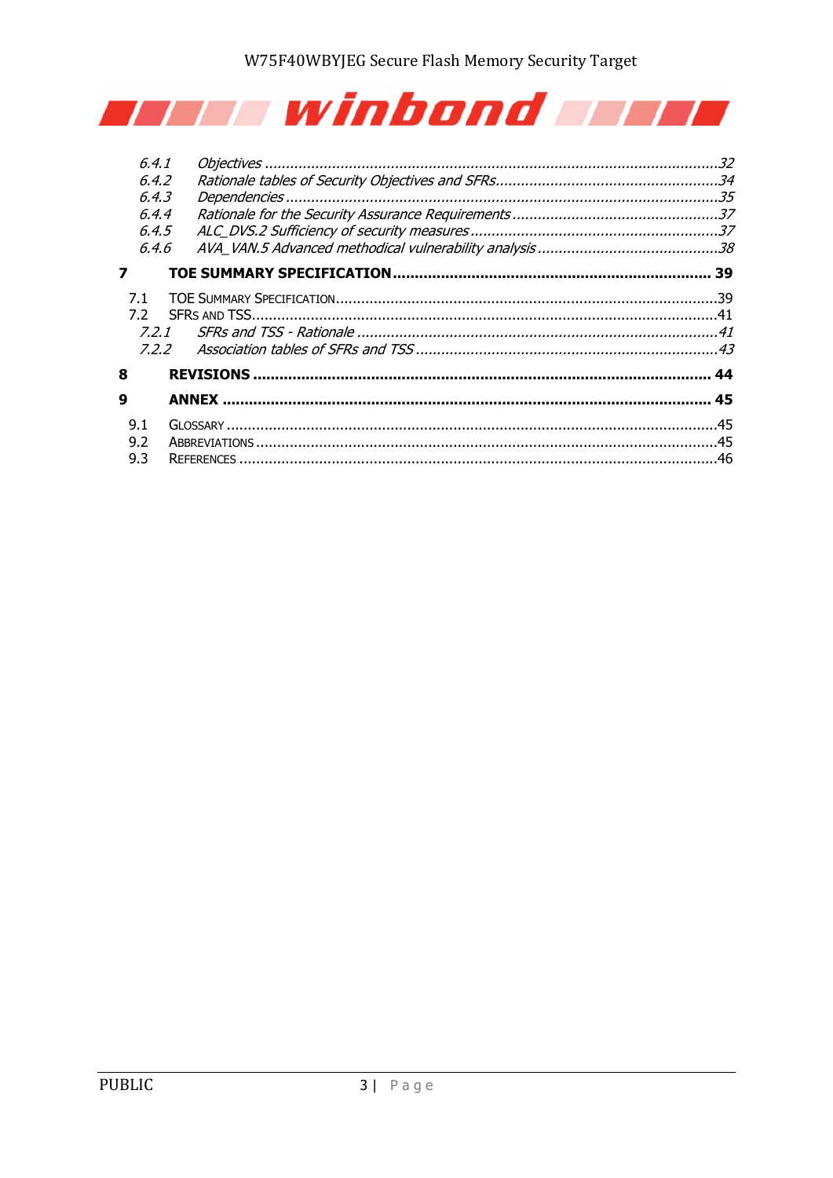6.4.1 *Objectives* ....... 32
6.4.2 *Rationale tables of Security Objectives and SFRs* ....... 34
6.4.3 *Dependencies* ....... 35
6.4.4 *Rationale for the Security Assurance Requirements* ....... 37
6.4.5 *ALC_DVS.2 Sufficiency of security measures* ....... 37
6.4.6 *AVA_VAN.5 Advanced methodical vulnerability analysis* ....... 38

**7 TOE SUMMARY SPECIFICATION ....... 39**

7.1 TOE SUMMARY SPECIFICATION ....... 39
7.2 SFRS AND TSS ....... 41
7.2.1 *SFRs and TSS - Rationale* ....... 41
7.2.2 *Association tables of SFRs and TSS* ....... 43

**8 REVISIONS ....... 44**

**9 ANNEX ....... 45**

9.1 GLOSSARY ....... 45
9.2 ABBREVIATIONS ....... 45
9.3 REFERENCES ....... 46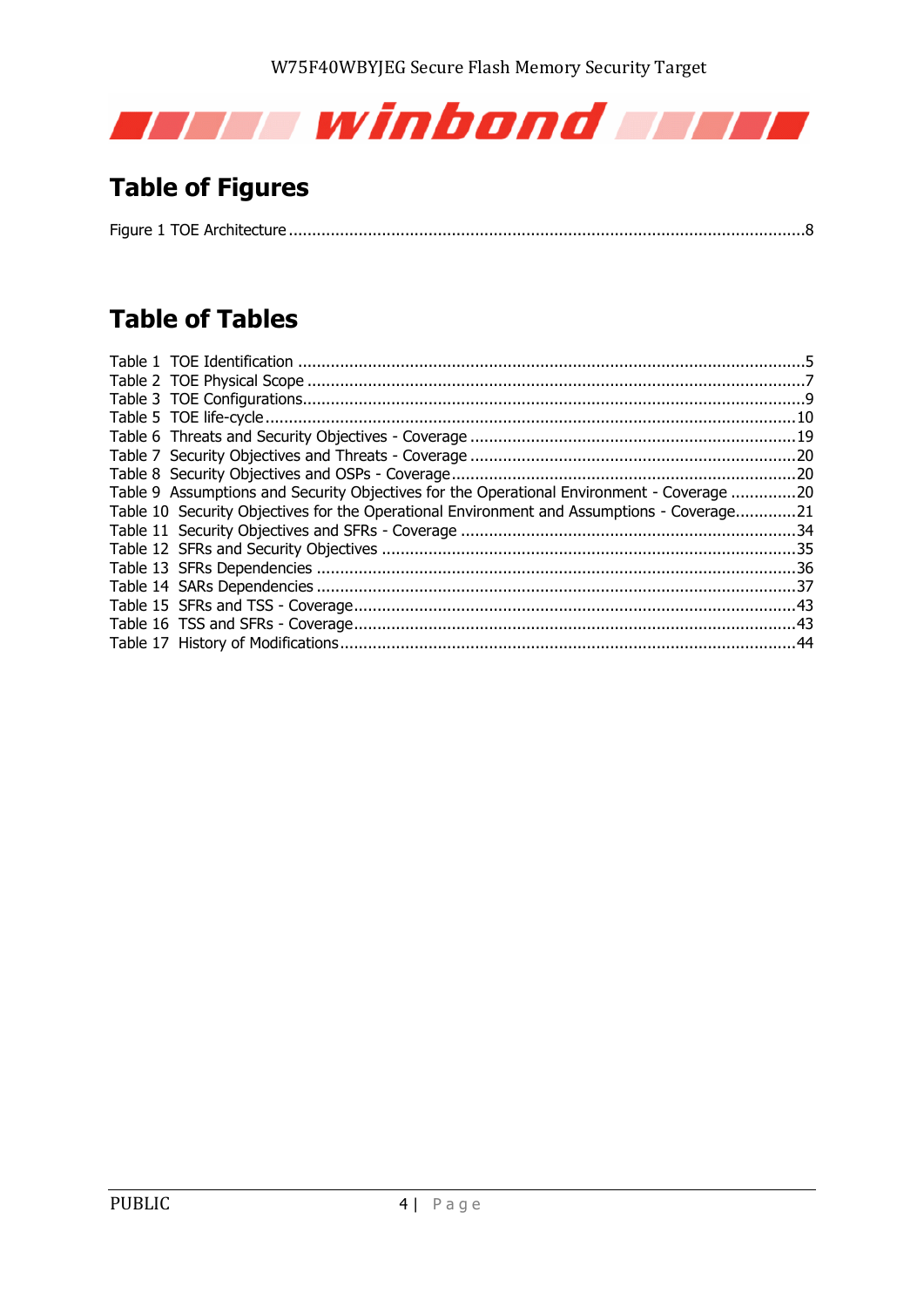## Table of Figures

Figure 1 TOE Architecture ........................................................................................................................8

## Table of Tables

Table 1 TOE Identification ........................................................................................................5
Table 2 TOE Physical Scope ......................................................................................................7
Table 3 TOE Configurations.......................................................................................................9
Table 5 TOE life-cycle ...............................................................................................................10
Table 6 Threats and Security Objectives - Coverage ...............................................................19
Table 7 Security Objectives and Threats - Coverage ...............................................................20
Table 8 Security Objectives and OSPs - Coverage...................................................................20
Table 9 Assumptions and Security Objectives for the Operational Environment - Coverage ..............20
Table 10 Security Objectives for the Operational Environment and Assumptions - Coverage.............21
Table 11 Security Objectives and SFRs - Coverage .................................................................34
Table 12 SFRs and Security Objectives ...................................................................................35
Table 13 SFRs Dependencies ...................................................................................................36
Table 14 SARs Dependencies ...................................................................................................37
Table 15 SFRs and TSS - Coverage..........................................................................................43
Table 16 TSS and SFRs - Coverage..........................................................................................43
Table 17 History of Modifications.............................................................................................44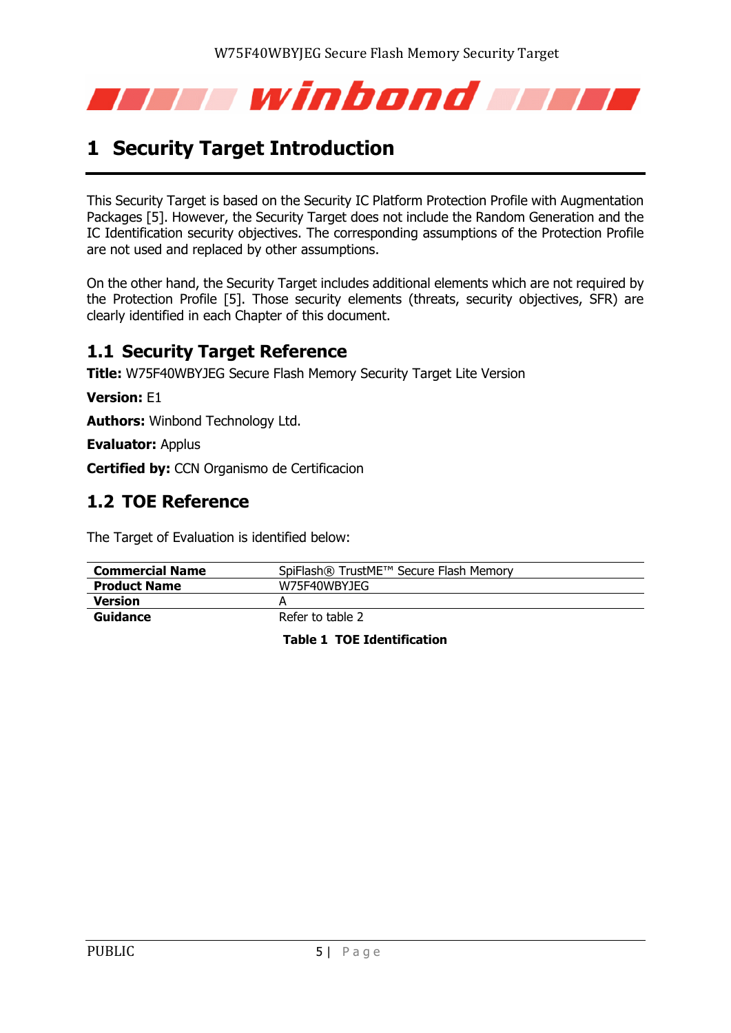# 1 Security Target Introduction

This Security Target is based on the Security IC Platform Protection Profile with Augmentation Packages [5]. However, the Security Target does not include the Random Generation and the IC Identification security objectives. The corresponding assumptions of the Protection Profile are not used and replaced by other assumptions.

On the other hand, the Security Target includes additional elements which are not required by the Protection Profile [5]. Those security elements (threats, security objectives, SFR) are clearly identified in each Chapter of this document.

## 1.1 Security Target Reference

**Title:** W75F40WBYJEG Secure Flash Memory Security Target Lite Version

**Version:** E1

**Authors:** Winbond Technology Ltd.

**Evaluator:** Applus

**Certified by:** CCN Organismo de Certificacion

## 1.2 TOE Reference

The Target of Evaluation is identified below:

| | |
|---|---|
| **Commercial Name** | SpiFlash® TrustME™ Secure Flash Memory |
| **Product Name** | W75F40WBYJEG |
| **Version** | A |
| **Guidance** | Refer to table 2 |

**Table 1 TOE Identification**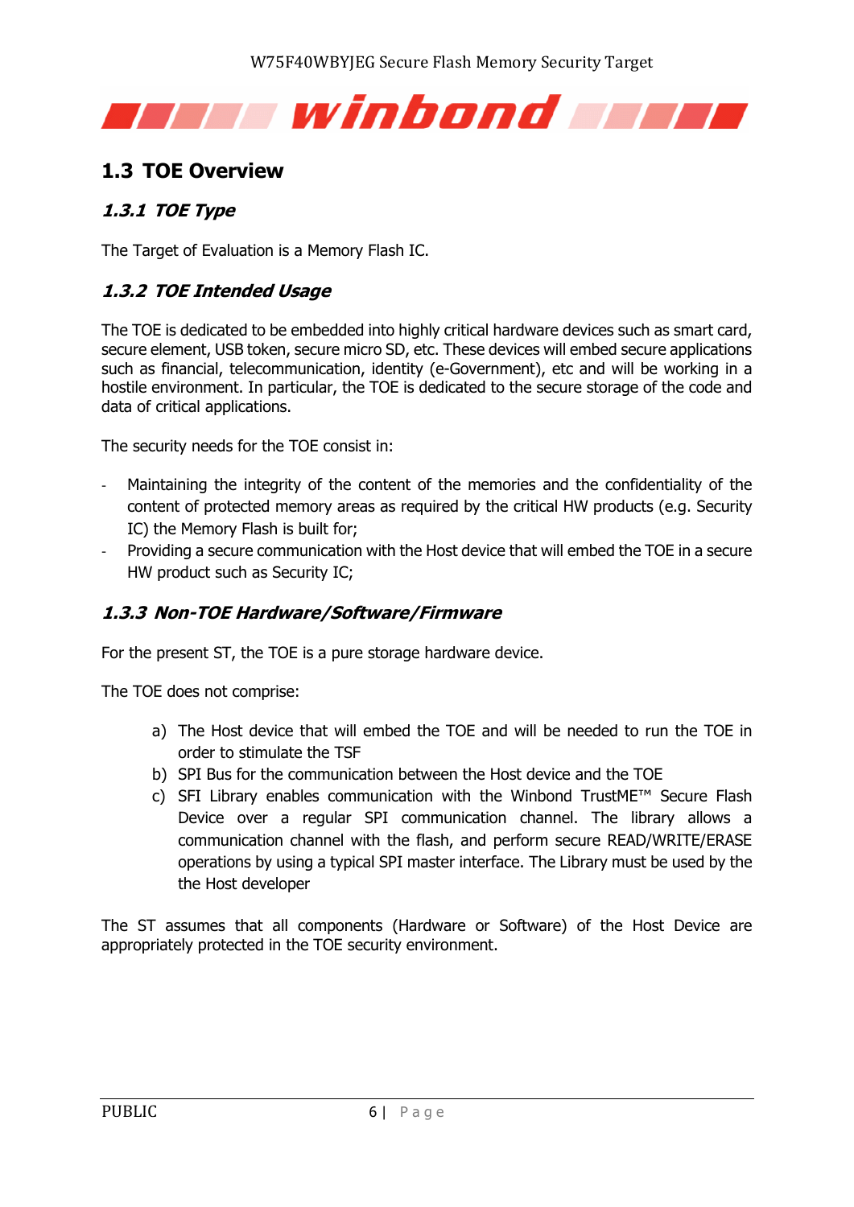## 1.3 TOE Overview

### *1.3.1 TOE Type*

The Target of Evaluation is a Memory Flash IC.

### *1.3.2 TOE Intended Usage*

The TOE is dedicated to be embedded into highly critical hardware devices such as smart card, secure element, USB token, secure micro SD, etc. These devices will embed secure applications such as financial, telecommunication, identity (e-Government), etc and will be working in a hostile environment. In particular, the TOE is dedicated to the secure storage of the code and data of critical applications.

The security needs for the TOE consist in:

- Maintaining the integrity of the content of the memories and the confidentiality of the content of protected memory areas as required by the critical HW products (e.g. Security IC) the Memory Flash is built for;
- Providing a secure communication with the Host device that will embed the TOE in a secure HW product such as Security IC;

### *1.3.3 Non-TOE Hardware/Software/Firmware*

For the present ST, the TOE is a pure storage hardware device.

The TOE does not comprise:

a) The Host device that will embed the TOE and will be needed to run the TOE in order to stimulate the TSF
b) SPI Bus for the communication between the Host device and the TOE
c) SFI Library enables communication with the Winbond TrustME™ Secure Flash Device over a regular SPI communication channel. The library allows a communication channel with the flash, and perform secure READ/WRITE/ERASE operations by using a typical SPI master interface. The Library must be used by the the Host developer

The ST assumes that all components (Hardware or Software) of the Host Device are appropriately protected in the TOE security environment.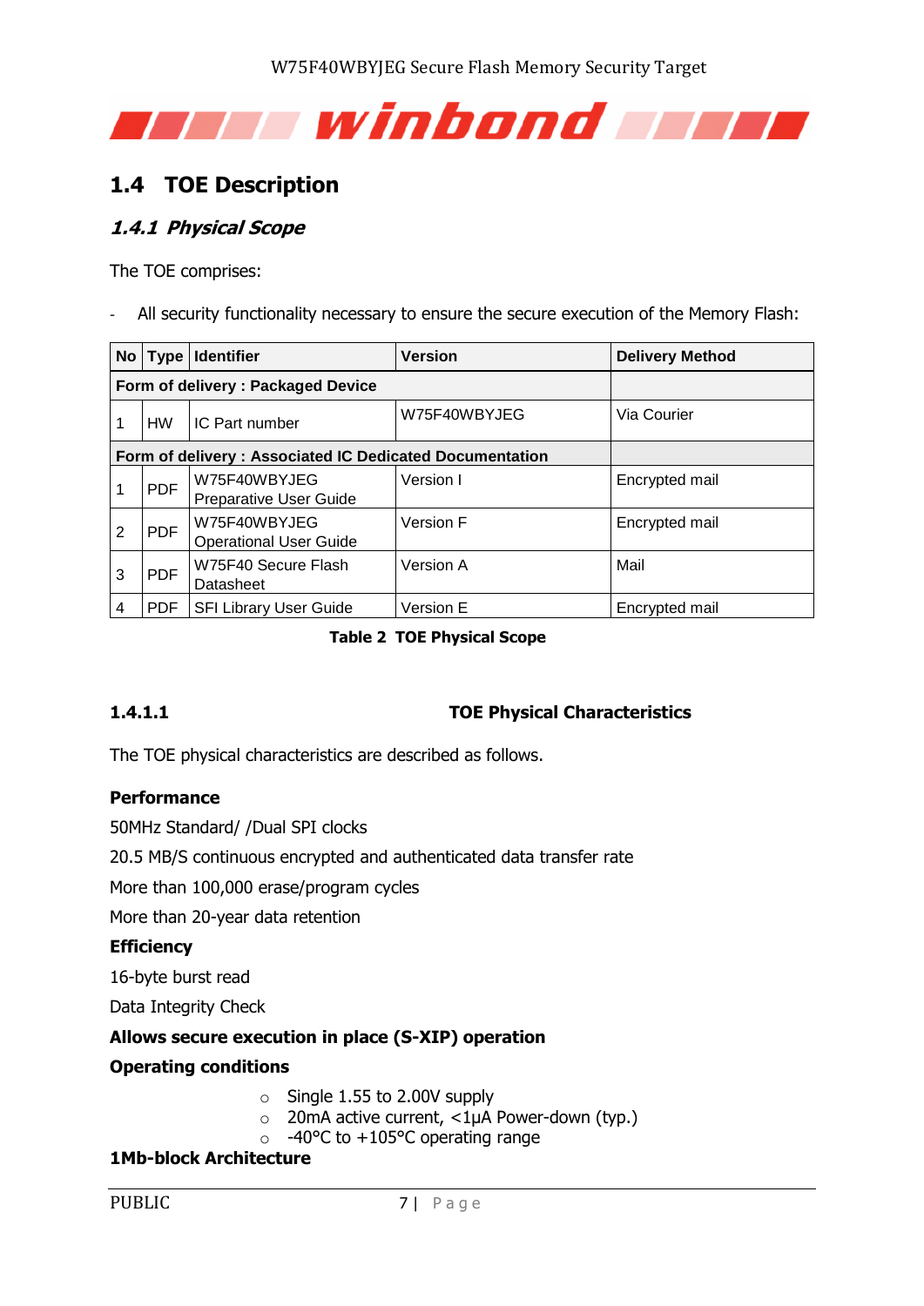## 1.4 TOE Description

### *1.4.1 Physical Scope*

The TOE comprises:

- All security functionality necessary to ensure the secure execution of the Memory Flash:

| No | Type | Identifier | Version | Delivery Method |
|---|---|---|---|---|
| **Form of delivery : Packaged Device** | | | | |
| 1 | HW | IC Part number | W75F40WBYJEG | Via Courier |
| **Form of delivery : Associated IC Dedicated Documentation** | | | | |
| 1 | PDF | W75F40WBYJEG Preparative User Guide | Version I | Encrypted mail |
| 2 | PDF | W75F40WBYJEG Operational User Guide | Version F | Encrypted mail |
| 3 | PDF | W75F40 Secure Flash Datasheet | Version A | Mail |
| 4 | PDF | SFI Library User Guide | Version E | Encrypted mail |

**Table 2 TOE Physical Scope**

#### 1.4.1.1 TOE Physical Characteristics

The TOE physical characteristics are described as follows.

**Performance**

50MHz Standard/ /Dual SPI clocks

20.5 MB/S continuous encrypted and authenticated data transfer rate

More than 100,000 erase/program cycles

More than 20-year data retention

**Efficiency**

16-byte burst read

Data Integrity Check

**Allows secure execution in place (S-XIP) operation**

**Operating conditions**

- Single 1.55 to 2.00V supply
- 20mA active current, <1µA Power-down (typ.)
- -40°C to +105°C operating range

**1Mb-block Architecture**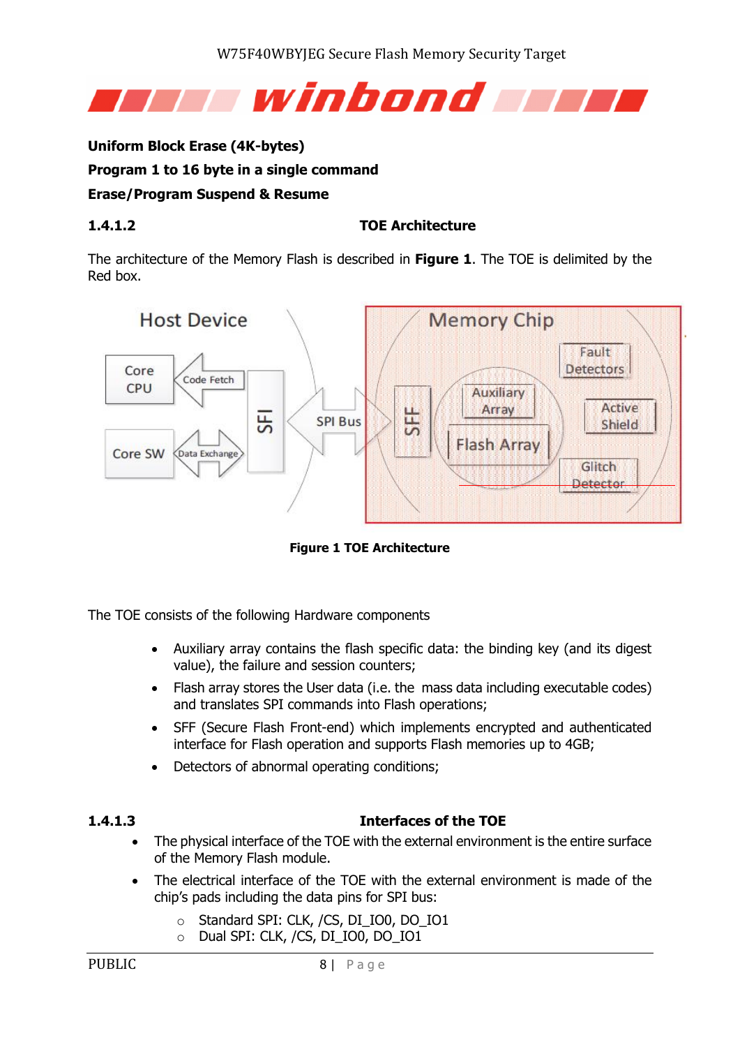**Uniform Block Erase (4K-bytes)**

**Program 1 to 16 byte in a single command**

**Erase/Program Suspend & Resume**

#### 1.4.1.2 TOE Architecture

The architecture of the Memory Flash is described in **Figure 1**. The TOE is delimited by the Red box.

Host Device

Core CPU

Code Fetch

Core SW

Data Exchange

SFI

SPI Bus

SFF

Memory Chip

Auxiliary Array

Flash Array

Fault Detectors

Active Shield

Glitch Detector

**Figure 1 TOE Architecture**

The TOE consists of the following Hardware components

- Auxiliary array contains the flash specific data: the binding key (and its digest value), the failure and session counters;
- Flash array stores the User data (i.e. the mass data including executable codes) and translates SPI commands into Flash operations;
- SFF (Secure Flash Front-end) which implements encrypted and authenticated interface for Flash operation and supports Flash memories up to 4GB;
- Detectors of abnormal operating conditions;

#### 1.4.1.3 Interfaces of the TOE

- The physical interface of the TOE with the external environment is the entire surface of the Memory Flash module.
- The electrical interface of the TOE with the external environment is made of the chip's pads including the data pins for SPI bus:
  - Standard SPI: CLK, /CS, DI_IO0, DO_IO1
  - Dual SPI: CLK, /CS, DI_IO0, DO_IO1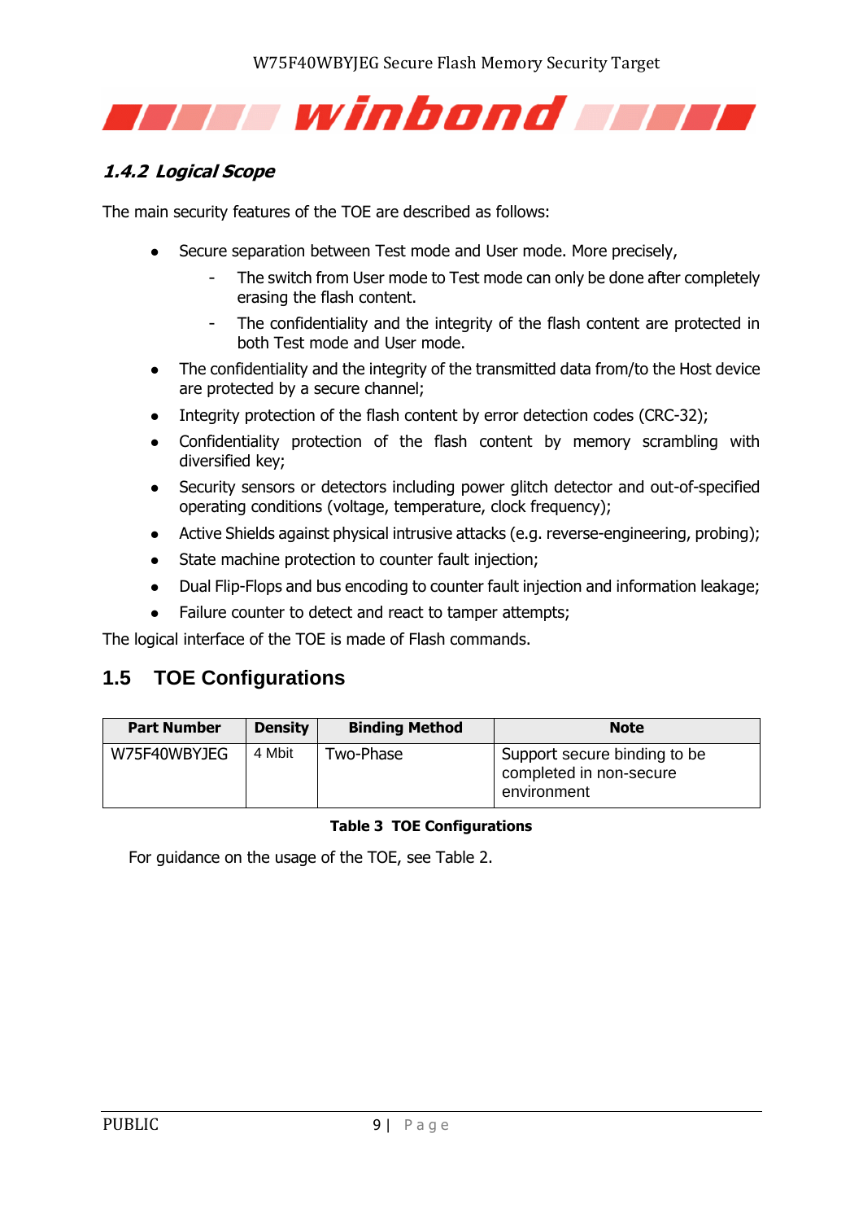### 1.4.2 Logical Scope

The main security features of the TOE are described as follows:

- Secure separation between Test mode and User mode. More precisely,
  - The switch from User mode to Test mode can only be done after completely erasing the flash content.
  - The confidentiality and the integrity of the flash content are protected in both Test mode and User mode.
- The confidentiality and the integrity of the transmitted data from/to the Host device are protected by a secure channel;
- Integrity protection of the flash content by error detection codes (CRC-32);
- Confidentiality protection of the flash content by memory scrambling with diversified key;
- Security sensors or detectors including power glitch detector and out-of-specified operating conditions (voltage, temperature, clock frequency);
- Active Shields against physical intrusive attacks (e.g. reverse-engineering, probing);
- State machine protection to counter fault injection;
- Dual Flip-Flops and bus encoding to counter fault injection and information leakage;
- Failure counter to detect and react to tamper attempts;

The logical interface of the TOE is made of Flash commands.

## 1.5 TOE Configurations

| Part Number | Density | Binding Method | Note |
|---|---|---|---|
| W75F40WBYJEG | 4 Mbit | Two-Phase | Support secure binding to be completed in non-secure environment |

**Table 3 TOE Configurations**

For guidance on the usage of the TOE, see Table 2.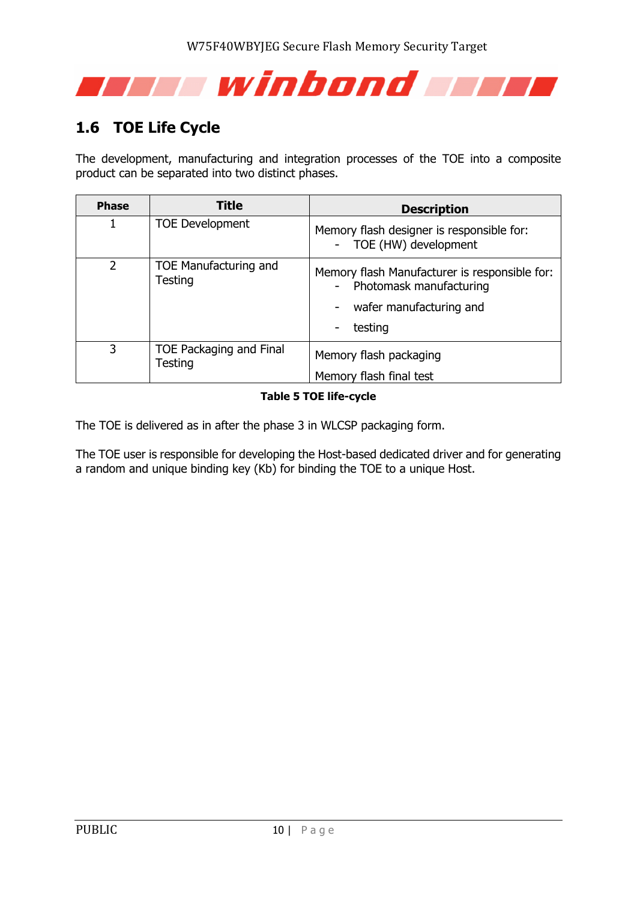## 1.6 TOE Life Cycle

The development, manufacturing and integration processes of the TOE into a composite product can be separated into two distinct phases.

| Phase | Title | Description |
|---|---|---|
| 1 | TOE Development | Memory flash designer is responsible for:<br>- TOE (HW) development |
| 2 | TOE Manufacturing and Testing | Memory flash Manufacturer is responsible for:<br>- Photomask manufacturing<br>- wafer manufacturing and<br>- testing |
| 3 | TOE Packaging and Final Testing | Memory flash packaging<br>Memory flash final test |

**Table 5 TOE life-cycle**

The TOE is delivered as in after the phase 3 in WLCSP packaging form.

The TOE user is responsible for developing the Host-based dedicated driver and for generating a random and unique binding key (Kb) for binding the TOE to a unique Host.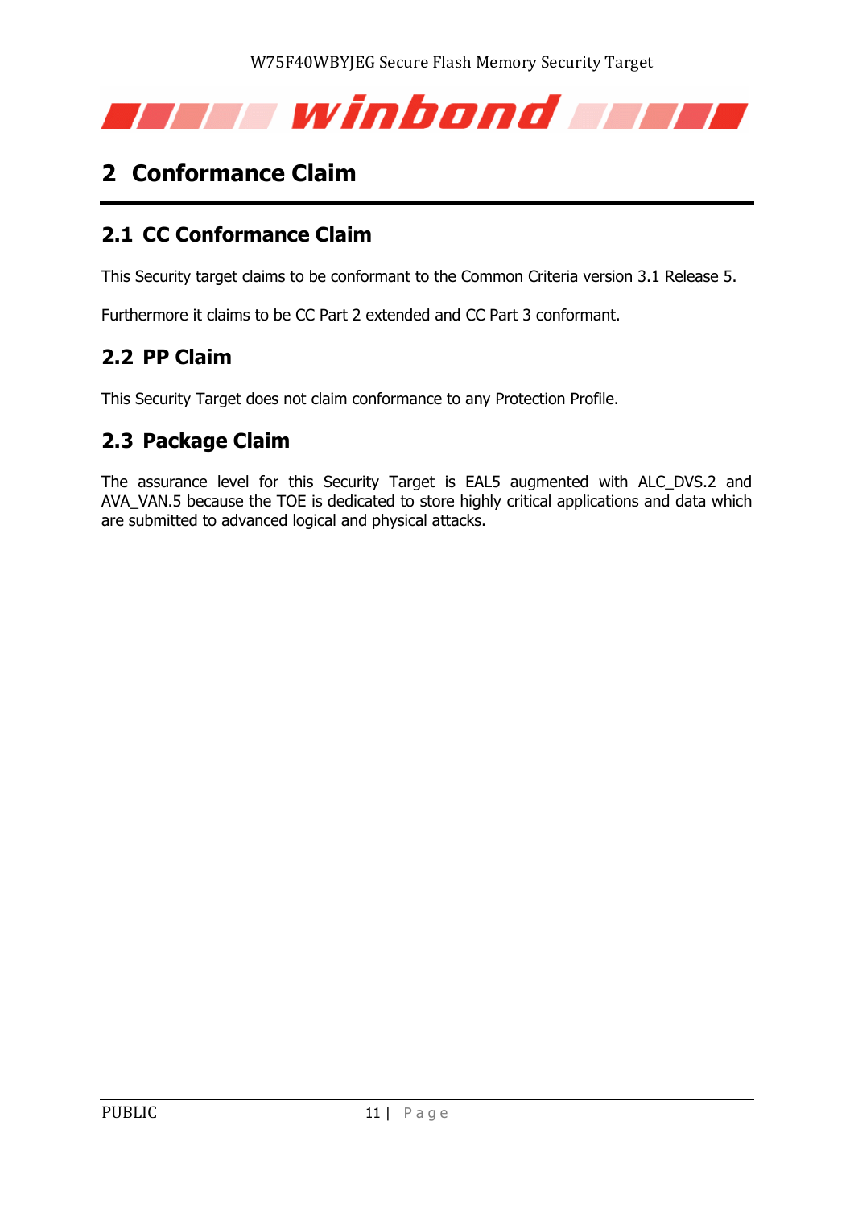# 2 Conformance Claim

## 2.1 CC Conformance Claim

This Security target claims to be conformant to the Common Criteria version 3.1 Release 5.

Furthermore it claims to be CC Part 2 extended and CC Part 3 conformant.

## 2.2 PP Claim

This Security Target does not claim conformance to any Protection Profile.

## 2.3 Package Claim

The assurance level for this Security Target is EAL5 augmented with ALC_DVS.2 and AVA_VAN.5 because the TOE is dedicated to store highly critical applications and data which are submitted to advanced logical and physical attacks.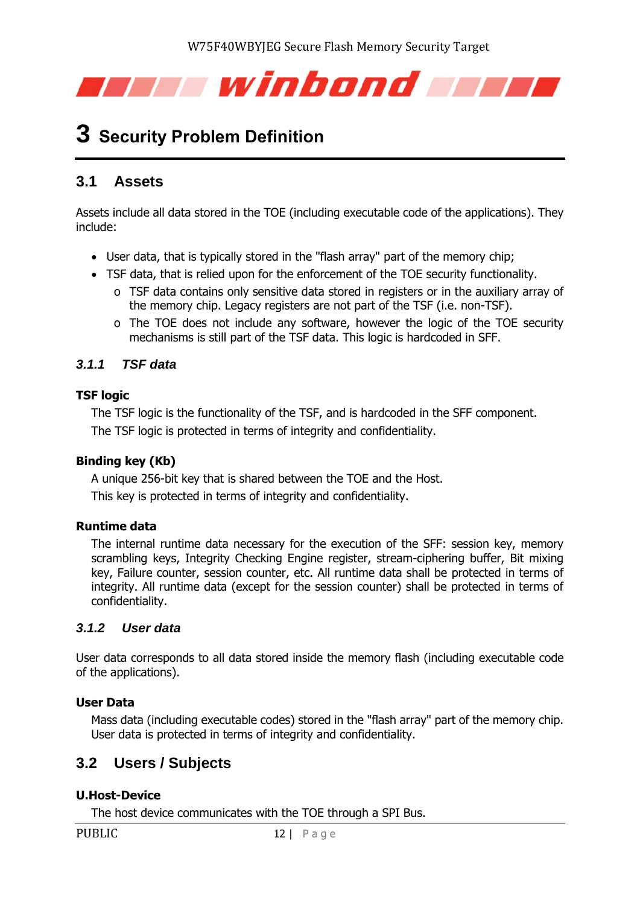# 3 Security Problem Definition

## 3.1 Assets

Assets include all data stored in the TOE (including executable code of the applications). They include:

- User data, that is typically stored in the "flash array" part of the memory chip;
- TSF data, that is relied upon for the enforcement of the TOE security functionality.
  - TSF data contains only sensitive data stored in registers or in the auxiliary array of the memory chip. Legacy registers are not part of the TSF (i.e. non-TSF).
  - The TOE does not include any software, however the logic of the TOE security mechanisms is still part of the TSF data. This logic is hardcoded in SFF.

### *3.1.1 TSF data*

**TSF logic**

The TSF logic is the functionality of the TSF, and is hardcoded in the SFF component.

The TSF logic is protected in terms of integrity and confidentiality.

**Binding key (Kb)**

A unique 256-bit key that is shared between the TOE and the Host.

This key is protected in terms of integrity and confidentiality.

**Runtime data**

The internal runtime data necessary for the execution of the SFF: session key, memory scrambling keys, Integrity Checking Engine register, stream-ciphering buffer, Bit mixing key, Failure counter, session counter, etc. All runtime data shall be protected in terms of integrity. All runtime data (except for the session counter) shall be protected in terms of confidentiality.

### *3.1.2 User data*

User data corresponds to all data stored inside the memory flash (including executable code of the applications).

**User Data**

Mass data (including executable codes) stored in the "flash array" part of the memory chip. User data is protected in terms of integrity and confidentiality.

## 3.2 Users / Subjects

**U.Host-Device**

The host device communicates with the TOE through a SPI Bus.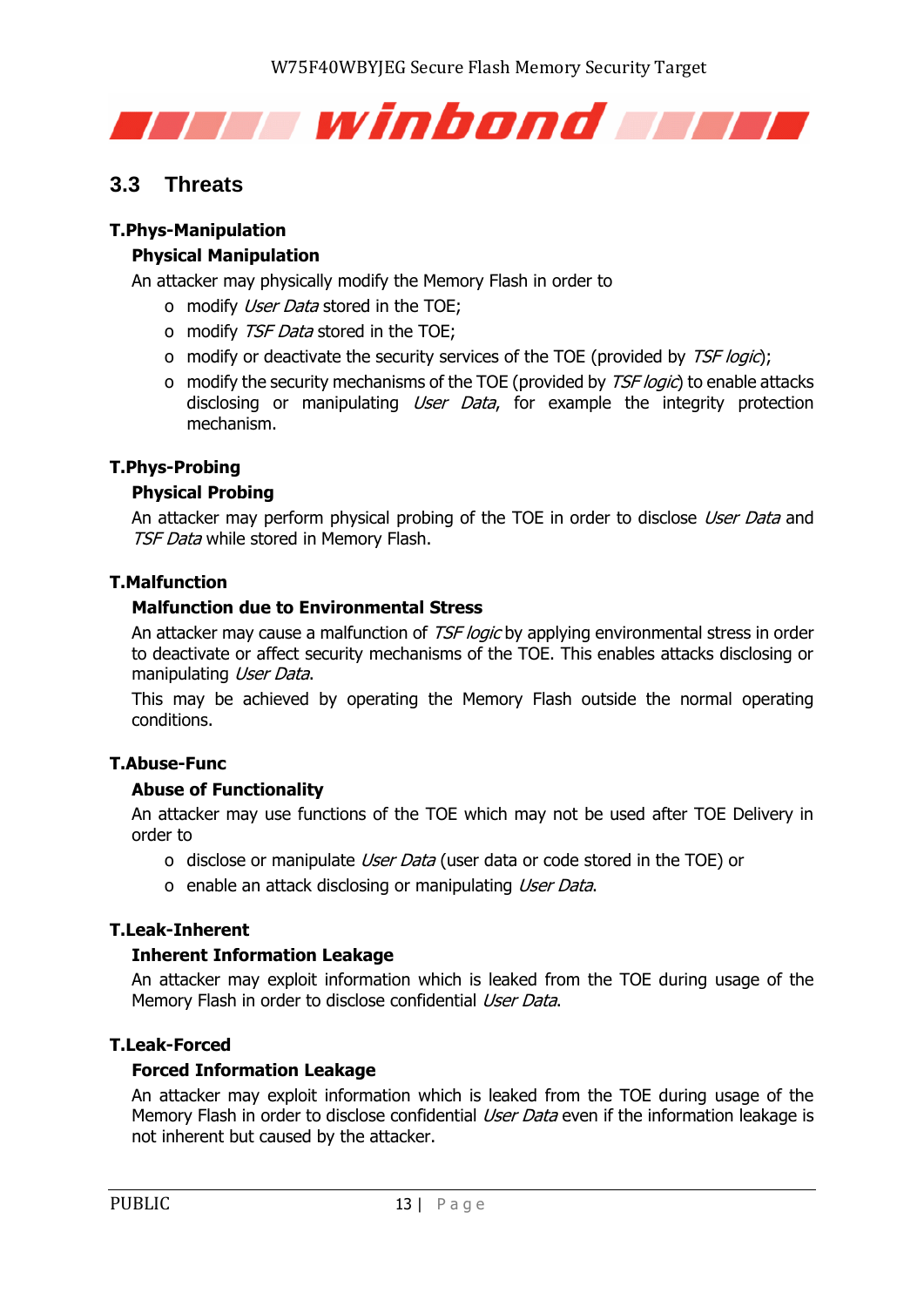## 3.3 Threats

**T.Phys-Manipulation**

**Physical Manipulation**

An attacker may physically modify the Memory Flash in order to

- modify *User Data* stored in the TOE;
- modify *TSF Data* stored in the TOE;
- modify or deactivate the security services of the TOE (provided by *TSF logic*);
- modify the security mechanisms of the TOE (provided by *TSF logic*) to enable attacks disclosing or manipulating *User Data*, for example the integrity protection mechanism.

**T.Phys-Probing**

**Physical Probing**

An attacker may perform physical probing of the TOE in order to disclose *User Data* and *TSF Data* while stored in Memory Flash.

**T.Malfunction**

**Malfunction due to Environmental Stress**

An attacker may cause a malfunction of *TSF logic* by applying environmental stress in order to deactivate or affect security mechanisms of the TOE. This enables attacks disclosing or manipulating *User Data*.

This may be achieved by operating the Memory Flash outside the normal operating conditions.

**T.Abuse-Func**

**Abuse of Functionality**

An attacker may use functions of the TOE which may not be used after TOE Delivery in order to

- disclose or manipulate *User Data* (user data or code stored in the TOE) or
- enable an attack disclosing or manipulating *User Data*.

**T.Leak-Inherent**

**Inherent Information Leakage**

An attacker may exploit information which is leaked from the TOE during usage of the Memory Flash in order to disclose confidential *User Data*.

**T.Leak-Forced**

**Forced Information Leakage**

An attacker may exploit information which is leaked from the TOE during usage of the Memory Flash in order to disclose confidential *User Data* even if the information leakage is not inherent but caused by the attacker.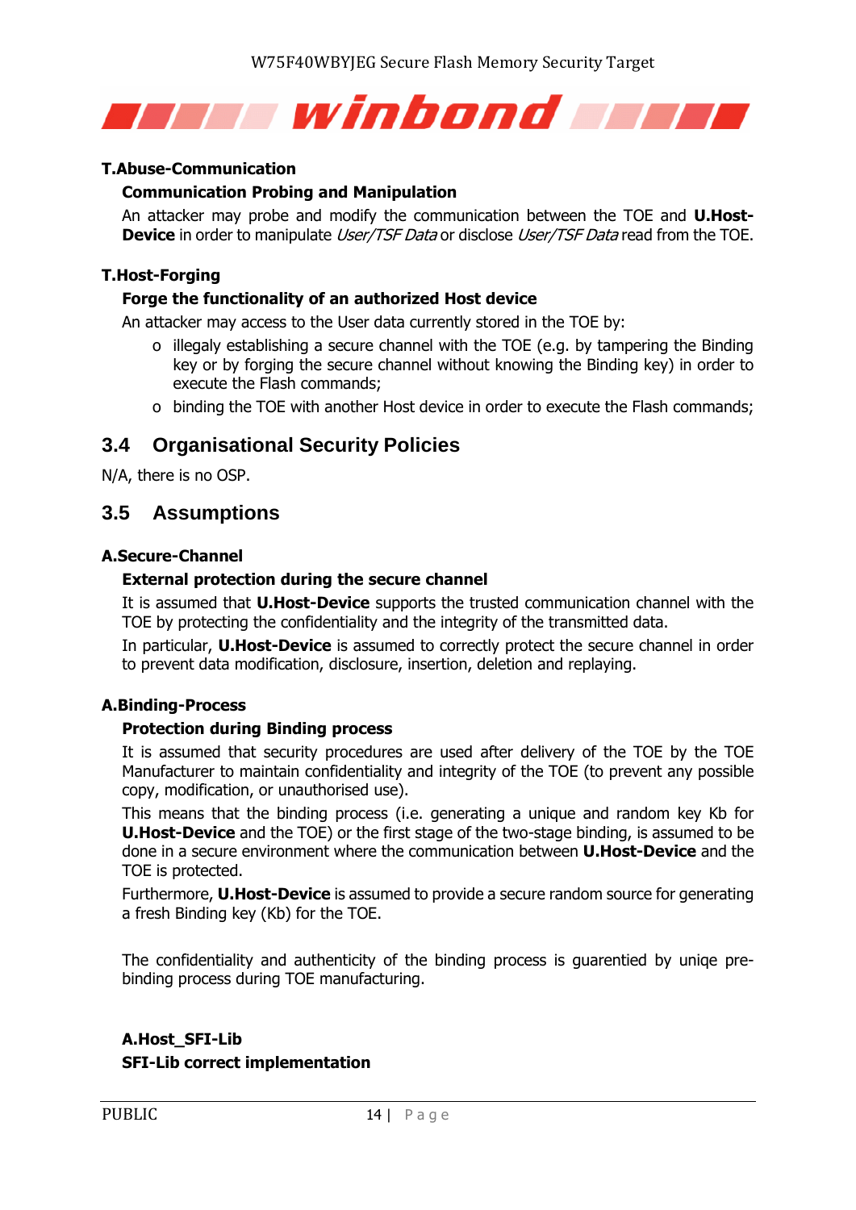**T.Abuse-Communication**

**Communication Probing and Manipulation**

An attacker may probe and modify the communication between the TOE and **U.Host-Device** in order to manipulate *User/TSF Data* or disclose *User/TSF Data* read from the TOE.

**T.Host-Forging**

**Forge the functionality of an authorized Host device**

An attacker may access to the User data currently stored in the TOE by:

- illegaly establishing a secure channel with the TOE (e.g. by tampering the Binding key or by forging the secure channel without knowing the Binding key) in order to execute the Flash commands;
- binding the TOE with another Host device in order to execute the Flash commands;

## 3.4 Organisational Security Policies

N/A, there is no OSP.

## 3.5 Assumptions

**A.Secure-Channel**

**External protection during the secure channel**

It is assumed that **U.Host-Device** supports the trusted communication channel with the TOE by protecting the confidentiality and the integrity of the transmitted data.

In particular, **U.Host-Device** is assumed to correctly protect the secure channel in order to prevent data modification, disclosure, insertion, deletion and replaying.

**A.Binding-Process**

**Protection during Binding process**

It is assumed that security procedures are used after delivery of the TOE by the TOE Manufacturer to maintain confidentiality and integrity of the TOE (to prevent any possible copy, modification, or unauthorised use).

This means that the binding process (i.e. generating a unique and random key Kb for **U.Host-Device** and the TOE) or the first stage of the two-stage binding, is assumed to be done in a secure environment where the communication between **U.Host-Device** and the TOE is protected.

Furthermore, **U.Host-Device** is assumed to provide a secure random source for generating a fresh Binding key (Kb) for the TOE.

The confidentiality and authenticity of the binding process is guarentied by uniqe pre-binding process during TOE manufacturing.

**A.Host_SFI-Lib**

**SFI-Lib correct implementation**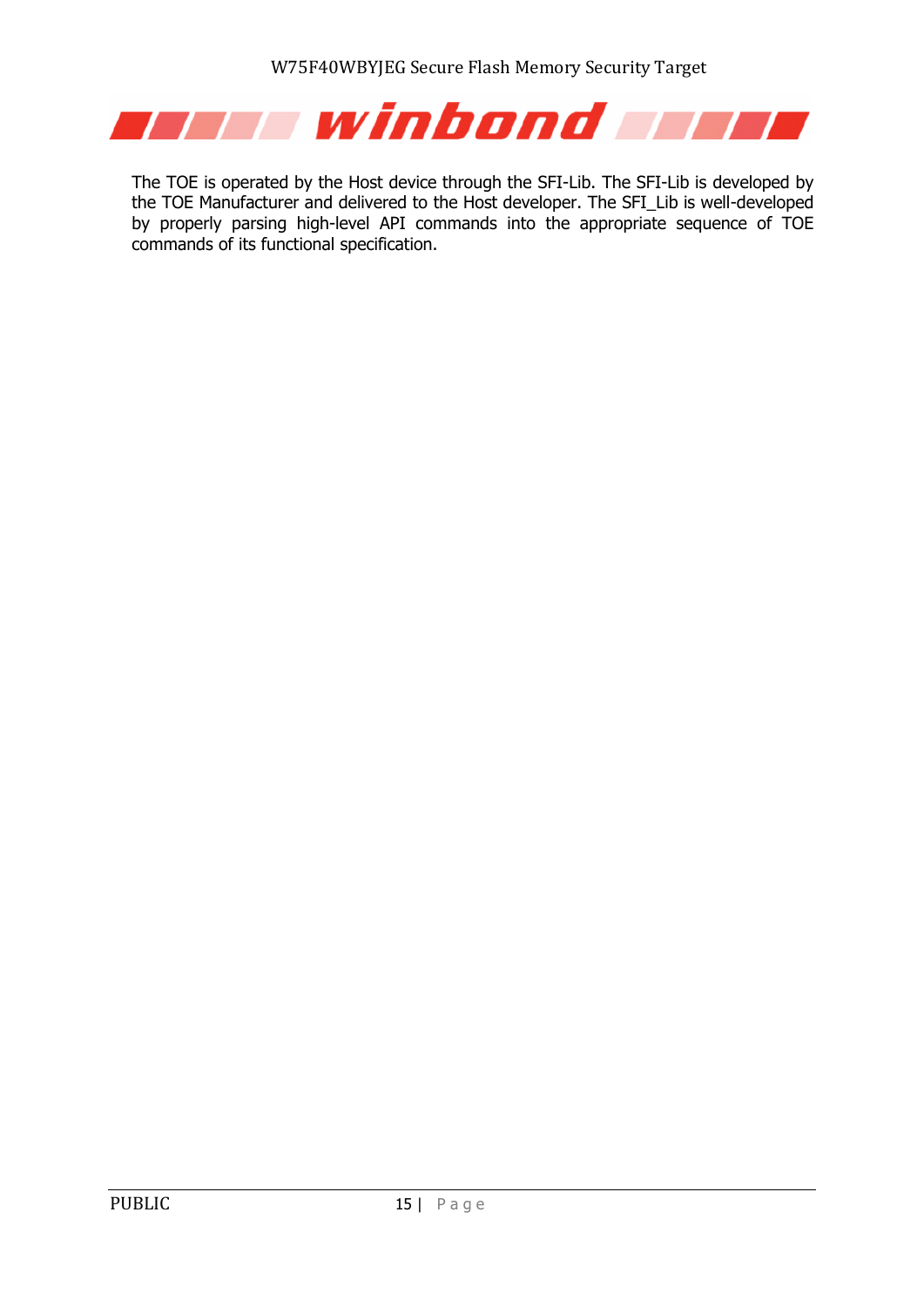The TOE is operated by the Host device through the SFI-Lib. The SFI-Lib is developed by the TOE Manufacturer and delivered to the Host developer. The SFI_Lib is well-developed by properly parsing high-level API commands into the appropriate sequence of TOE commands of its functional specification.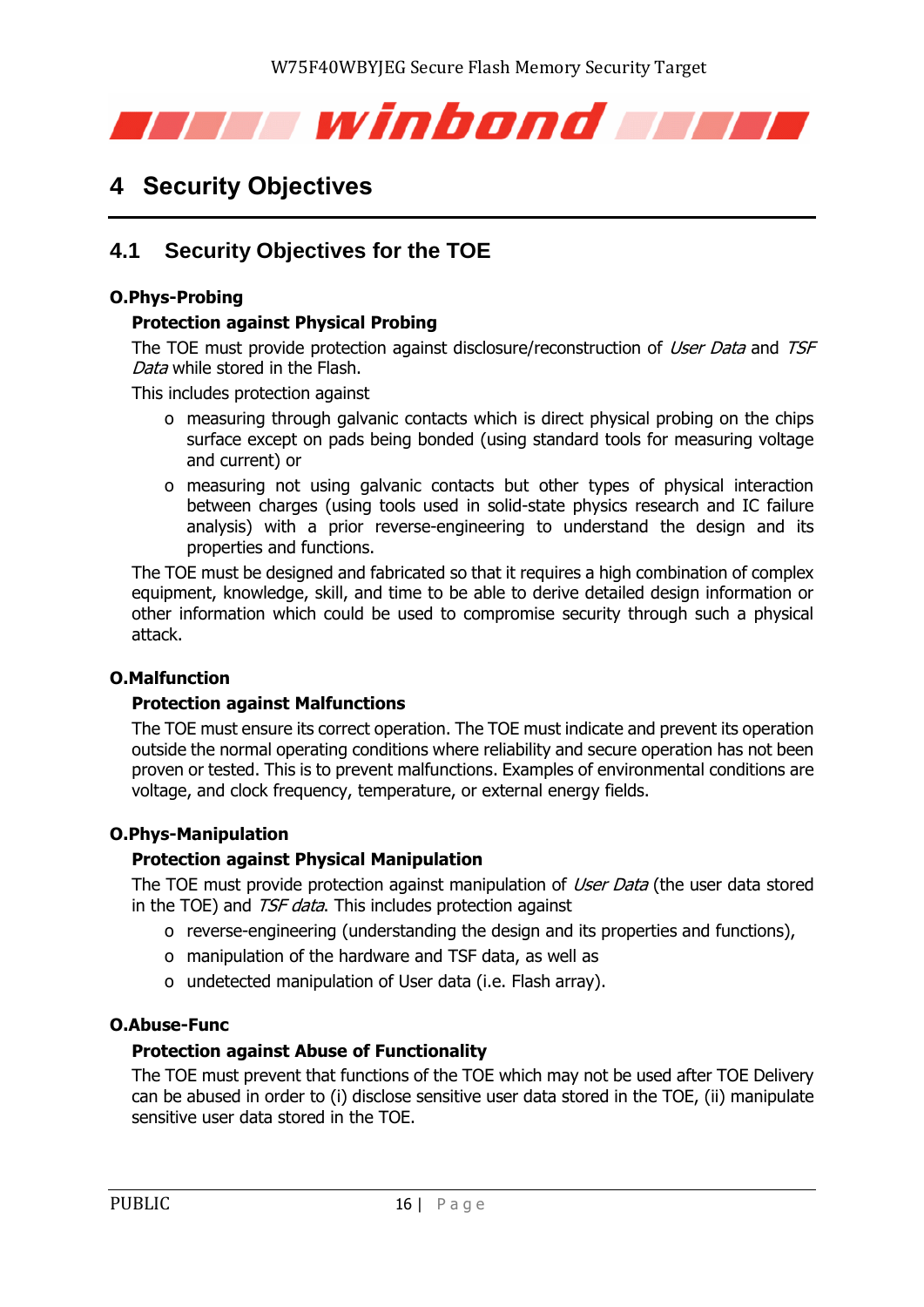# 4 Security Objectives

## 4.1 Security Objectives for the TOE

**O.Phys-Probing**

**Protection against Physical Probing**

The TOE must provide protection against disclosure/reconstruction of *User Data* and *TSF Data* while stored in the Flash.

This includes protection against

- measuring through galvanic contacts which is direct physical probing on the chips surface except on pads being bonded (using standard tools for measuring voltage and current) or
- measuring not using galvanic contacts but other types of physical interaction between charges (using tools used in solid-state physics research and IC failure analysis) with a prior reverse-engineering to understand the design and its properties and functions.

The TOE must be designed and fabricated so that it requires a high combination of complex equipment, knowledge, skill, and time to be able to derive detailed design information or other information which could be used to compromise security through such a physical attack.

**O.Malfunction**

**Protection against Malfunctions**

The TOE must ensure its correct operation. The TOE must indicate and prevent its operation outside the normal operating conditions where reliability and secure operation has not been proven or tested. This is to prevent malfunctions. Examples of environmental conditions are voltage, and clock frequency, temperature, or external energy fields.

**O.Phys-Manipulation**

**Protection against Physical Manipulation**

The TOE must provide protection against manipulation of *User Data* (the user data stored in the TOE) and *TSF data*. This includes protection against

- reverse-engineering (understanding the design and its properties and functions),
- manipulation of the hardware and TSF data, as well as
- undetected manipulation of User data (i.e. Flash array).

**O.Abuse-Func**

**Protection against Abuse of Functionality**

The TOE must prevent that functions of the TOE which may not be used after TOE Delivery can be abused in order to (i) disclose sensitive user data stored in the TOE, (ii) manipulate sensitive user data stored in the TOE.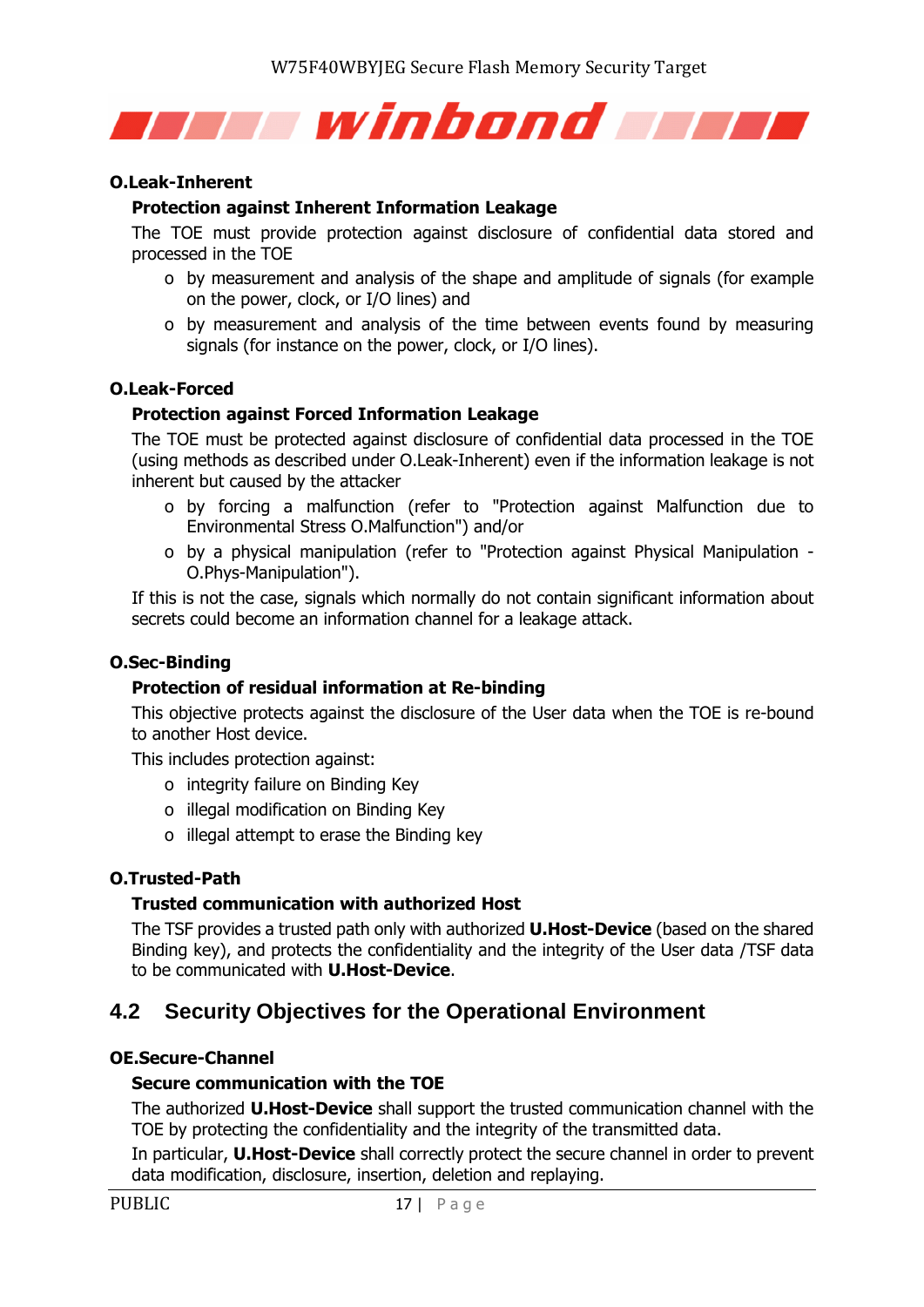**O.Leak-Inherent**

**Protection against Inherent Information Leakage**

The TOE must provide protection against disclosure of confidential data stored and processed in the TOE

- by measurement and analysis of the shape and amplitude of signals (for example on the power, clock, or I/O lines) and
- by measurement and analysis of the time between events found by measuring signals (for instance on the power, clock, or I/O lines).

**O.Leak-Forced**

**Protection against Forced Information Leakage**

The TOE must be protected against disclosure of confidential data processed in the TOE (using methods as described under O.Leak-Inherent) even if the information leakage is not inherent but caused by the attacker

- by forcing a malfunction (refer to "Protection against Malfunction due to Environmental Stress O.Malfunction") and/or
- by a physical manipulation (refer to "Protection against Physical Manipulation - O.Phys-Manipulation").

If this is not the case, signals which normally do not contain significant information about secrets could become an information channel for a leakage attack.

**O.Sec-Binding**

**Protection of residual information at Re-binding**

This objective protects against the disclosure of the User data when the TOE is re-bound to another Host device.

This includes protection against:

- integrity failure on Binding Key
- illegal modification on Binding Key
- illegal attempt to erase the Binding key

**O.Trusted-Path**

**Trusted communication with authorized Host**

The TSF provides a trusted path only with authorized **U.Host-Device** (based on the shared Binding key), and protects the confidentiality and the integrity of the User data /TSF data to be communicated with **U.Host-Device**.

## 4.2 Security Objectives for the Operational Environment

**OE.Secure-Channel**

**Secure communication with the TOE**

The authorized **U.Host-Device** shall support the trusted communication channel with the TOE by protecting the confidentiality and the integrity of the transmitted data.

In particular, **U.Host-Device** shall correctly protect the secure channel in order to prevent data modification, disclosure, insertion, deletion and replaying.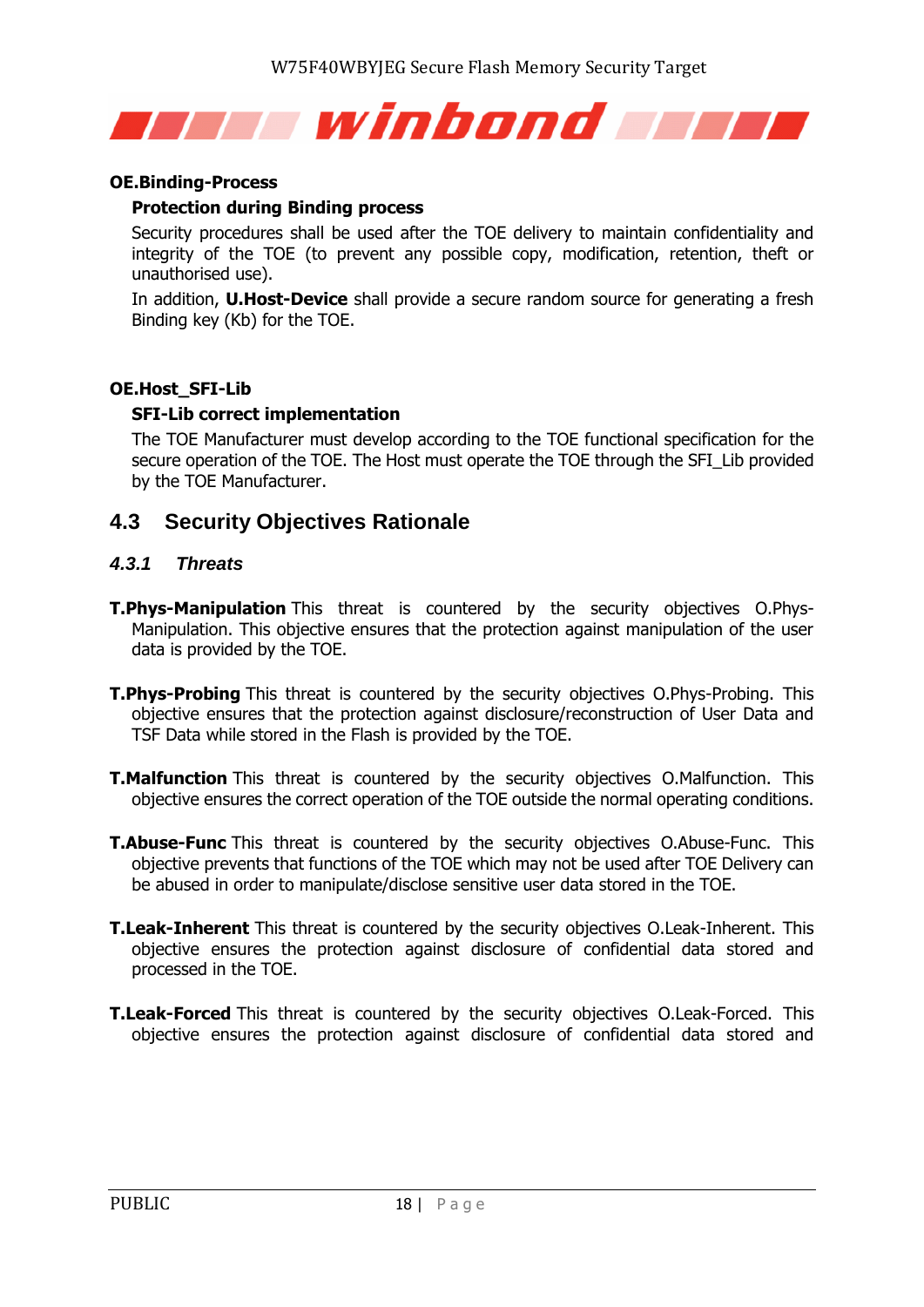**OE.Binding-Process**

**Protection during Binding process**

Security procedures shall be used after the TOE delivery to maintain confidentiality and integrity of the TOE (to prevent any possible copy, modification, retention, theft or unauthorised use).

In addition, **U.Host-Device** shall provide a secure random source for generating a fresh Binding key (Kb) for the TOE.

**OE.Host_SFI-Lib**

**SFI-Lib correct implementation**

The TOE Manufacturer must develop according to the TOE functional specification for the secure operation of the TOE. The Host must operate the TOE through the SFI_Lib provided by the TOE Manufacturer.

## 4.3 Security Objectives Rationale

### *4.3.1 Threats*

**T.Phys-Manipulation** This threat is countered by the security objectives O.Phys-Manipulation. This objective ensures that the protection against manipulation of the user data is provided by the TOE.

**T.Phys-Probing** This threat is countered by the security objectives O.Phys-Probing. This objective ensures that the protection against disclosure/reconstruction of User Data and TSF Data while stored in the Flash is provided by the TOE.

**T.Malfunction** This threat is countered by the security objectives O.Malfunction. This objective ensures the correct operation of the TOE outside the normal operating conditions.

**T.Abuse-Func** This threat is countered by the security objectives O.Abuse-Func. This objective prevents that functions of the TOE which may not be used after TOE Delivery can be abused in order to manipulate/disclose sensitive user data stored in the TOE.

**T.Leak-Inherent** This threat is countered by the security objectives O.Leak-Inherent. This objective ensures the protection against disclosure of confidential data stored and processed in the TOE.

**T.Leak-Forced** This threat is countered by the security objectives O.Leak-Forced. This objective ensures the protection against disclosure of confidential data stored and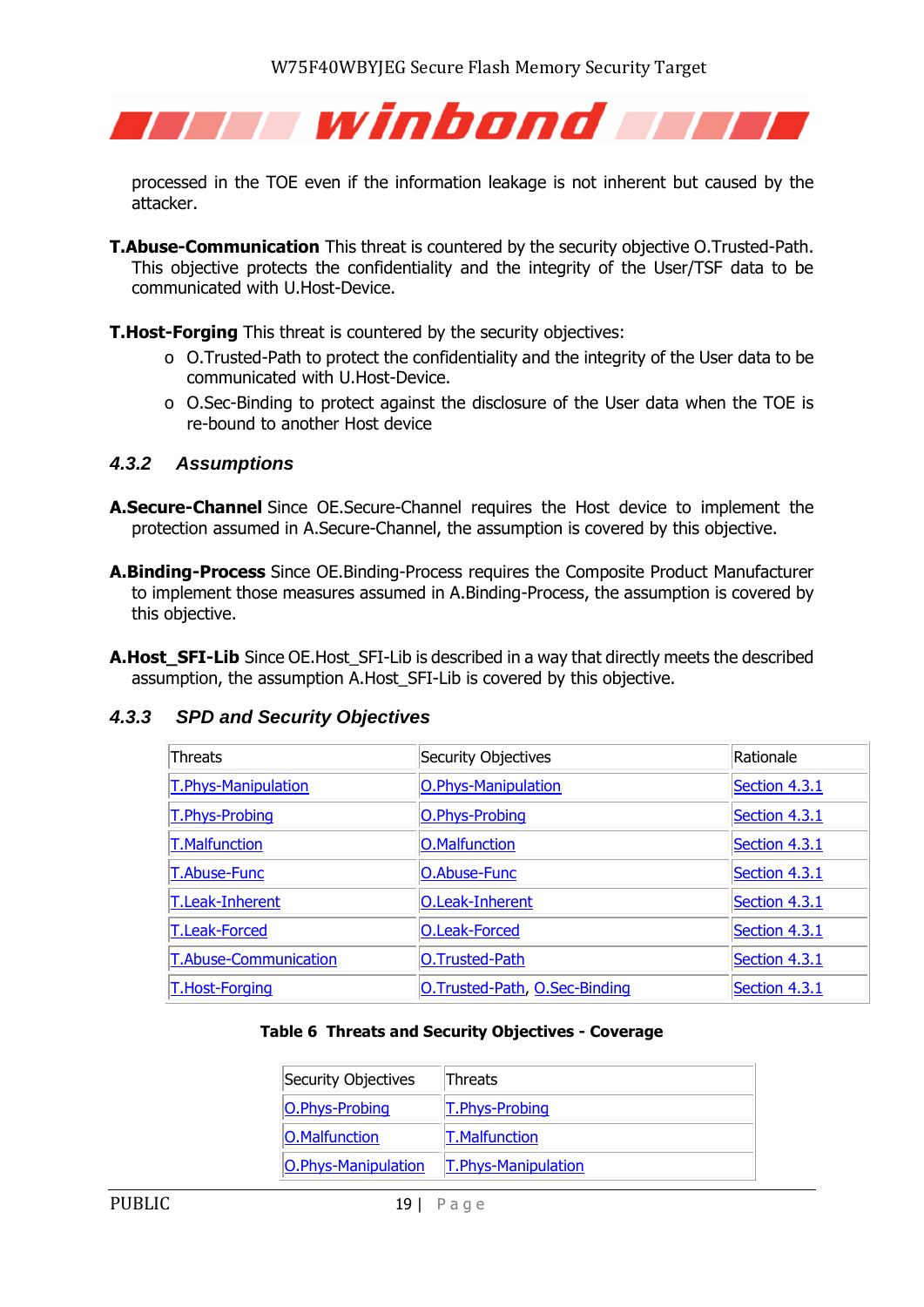processed in the TOE even if the information leakage is not inherent but caused by the attacker.

**T.Abuse-Communication** This threat is countered by the security objective O.Trusted-Path. This objective protects the confidentiality and the integrity of the User/TSF data to be communicated with U.Host-Device.

**T.Host-Forging** This threat is countered by the security objectives:

- O.Trusted-Path to protect the confidentiality and the integrity of the User data to be communicated with U.Host-Device.
- O.Sec-Binding to protect against the disclosure of the User data when the TOE is re-bound to another Host device

### *4.3.2 Assumptions*

**A.Secure-Channel** Since OE.Secure-Channel requires the Host device to implement the protection assumed in A.Secure-Channel, the assumption is covered by this objective.

**A.Binding-Process** Since OE.Binding-Process requires the Composite Product Manufacturer to implement those measures assumed in A.Binding-Process, the assumption is covered by this objective.

**A.Host_SFI-Lib** Since OE.Host_SFI-Lib is described in a way that directly meets the described assumption, the assumption A.Host_SFI-Lib is covered by this objective.

### *4.3.3 SPD and Security Objectives*

| Threats | Security Objectives | Rationale |
|---|---|---|
| T.Phys-Manipulation | O.Phys-Manipulation | Section 4.3.1 |
| T.Phys-Probing | O.Phys-Probing | Section 4.3.1 |
| T.Malfunction | O.Malfunction | Section 4.3.1 |
| T.Abuse-Func | O.Abuse-Func | Section 4.3.1 |
| T.Leak-Inherent | O.Leak-Inherent | Section 4.3.1 |
| T.Leak-Forced | O.Leak-Forced | Section 4.3.1 |
| T.Abuse-Communication | O.Trusted-Path | Section 4.3.1 |
| T.Host-Forging | O.Trusted-Path, O.Sec-Binding | Section 4.3.1 |

**Table 6 Threats and Security Objectives - Coverage**

| Security Objectives | Threats |
|---|---|
| O.Phys-Probing | T.Phys-Probing |
| O.Malfunction | T.Malfunction |
| O.Phys-Manipulation | T.Phys-Manipulation |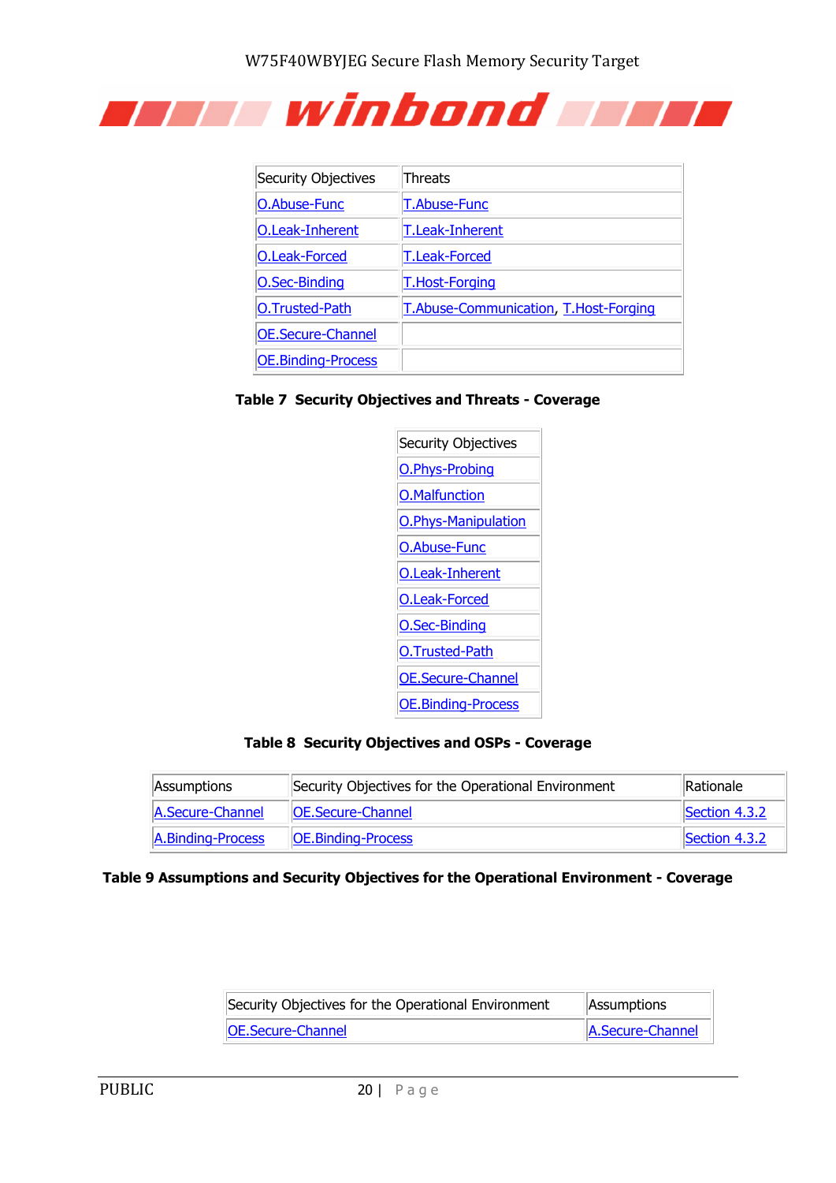| Security Objectives | Threats |
|---|---|
| O.Abuse-Func | T.Abuse-Func |
| O.Leak-Inherent | T.Leak-Inherent |
| O.Leak-Forced | T.Leak-Forced |
| O.Sec-Binding | T.Host-Forging |
| O.Trusted-Path | T.Abuse-Communication, T.Host-Forging |
| OE.Secure-Channel | |
| OE.Binding-Process | |

**Table 7 Security Objectives and Threats - Coverage**

| Security Objectives |
|---|
| O.Phys-Probing |
| O.Malfunction |
| O.Phys-Manipulation |
| O.Abuse-Func |
| O.Leak-Inherent |
| O.Leak-Forced |
| O.Sec-Binding |
| O.Trusted-Path |
| OE.Secure-Channel |
| OE.Binding-Process |

**Table 8 Security Objectives and OSPs - Coverage**

| Assumptions | Security Objectives for the Operational Environment | Rationale |
|---|---|---|
| A.Secure-Channel | OE.Secure-Channel | Section 4.3.2 |
| A.Binding-Process | OE.Binding-Process | Section 4.3.2 |

**Table 9 Assumptions and Security Objectives for the Operational Environment - Coverage**

| Security Objectives for the Operational Environment | Assumptions |
|---|---|
| OE.Secure-Channel | A.Secure-Channel |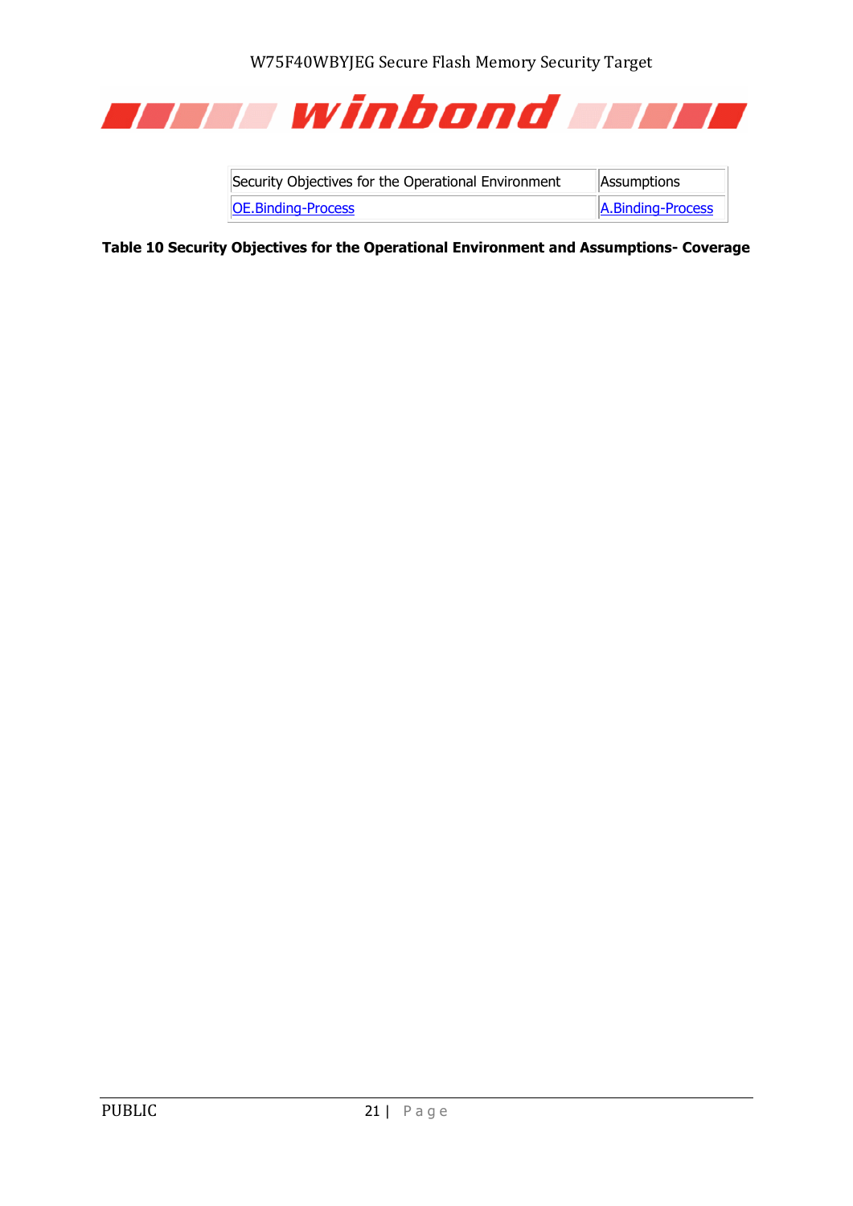| Security Objectives for the Operational Environment | Assumptions |
|---|---|
| OE.Binding-Process | A.Binding-Process |

**Table 10 Security Objectives for the Operational Environment and Assumptions- Coverage**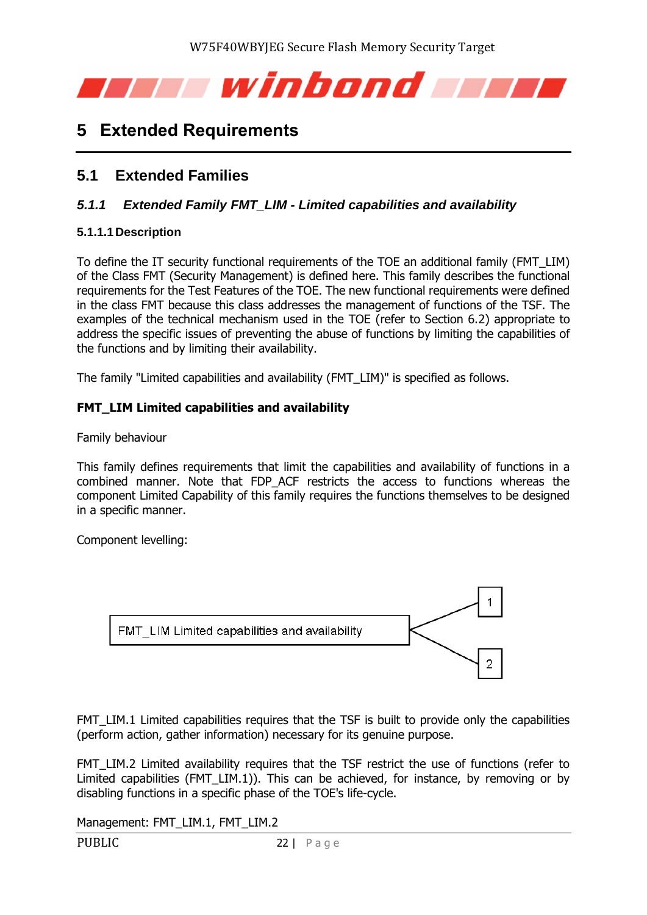# 5 Extended Requirements

## 5.1 Extended Families

### *5.1.1 Extended Family FMT_LIM - Limited capabilities and availability*

#### 5.1.1.1 Description

To define the IT security functional requirements of the TOE an additional family (FMT_LIM) of the Class FMT (Security Management) is defined here. This family describes the functional requirements for the Test Features of the TOE. The new functional requirements were defined in the class FMT because this class addresses the management of functions of the TSF. The examples of the technical mechanism used in the TOE (refer to Section 6.2) appropriate to address the specific issues of preventing the abuse of functions by limiting the capabilities of the functions and by limiting their availability.

The family "Limited capabilities and availability (FMT_LIM)" is specified as follows.

**FMT_LIM Limited capabilities and availability**

Family behaviour

This family defines requirements that limit the capabilities and availability of functions in a combined manner. Note that FDP_ACF restricts the access to functions whereas the component Limited Capability of this family requires the functions themselves to be designed in a specific manner.

Component levelling:

FMT_LIM Limited capabilities and availability

1

2

FMT_LIM.1 Limited capabilities requires that the TSF is built to provide only the capabilities (perform action, gather information) necessary for its genuine purpose.

FMT_LIM.2 Limited availability requires that the TSF restrict the use of functions (refer to Limited capabilities (FMT_LIM.1)). This can be achieved, for instance, by removing or by disabling functions in a specific phase of the TOE's life-cycle.

Management: FMT_LIM.1, FMT_LIM.2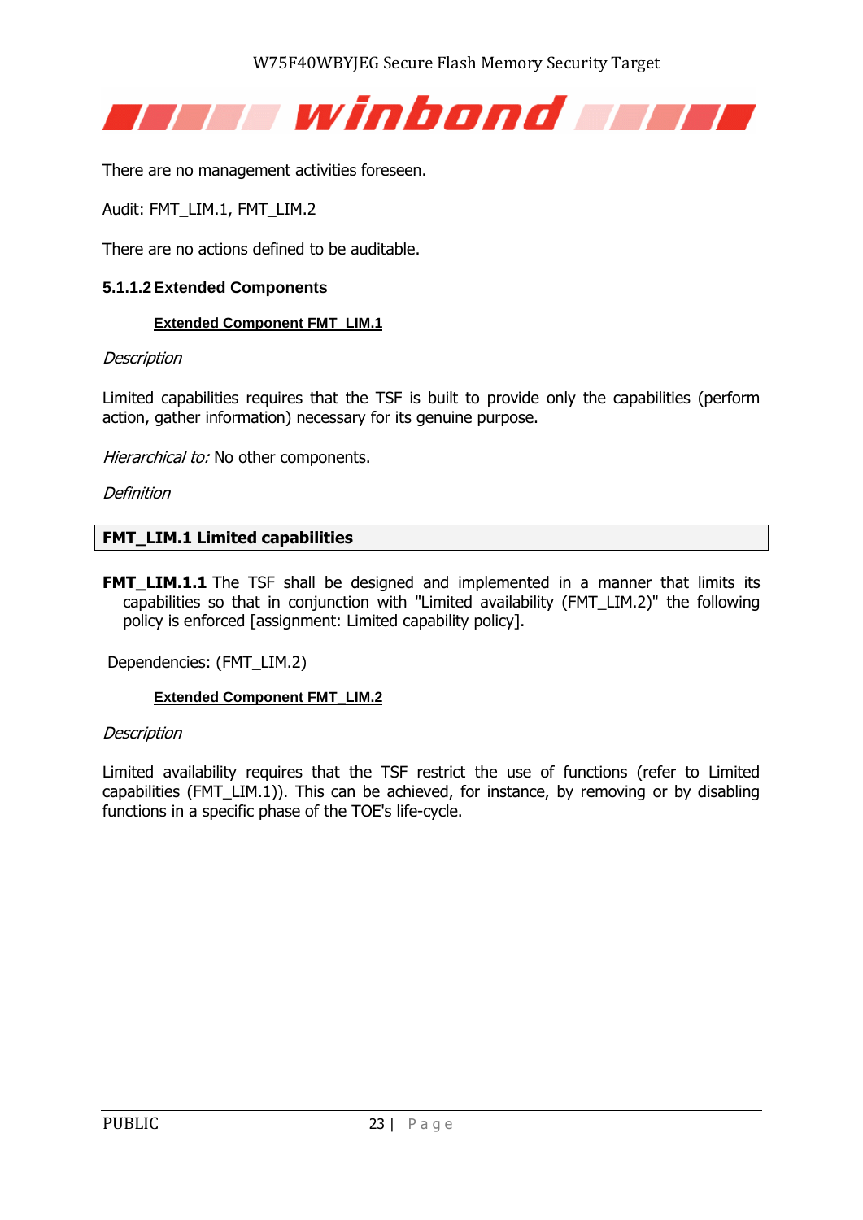There are no management activities foreseen.

Audit: FMT_LIM.1, FMT_LIM.2

There are no actions defined to be auditable.

#### 5.1.1.2 Extended Components

**Extended Component FMT_LIM.1**

*Description*

Limited capabilities requires that the TSF is built to provide only the capabilities (perform action, gather information) necessary for its genuine purpose.

*Hierarchical to:* No other components.

*Definition*

| **FMT_LIM.1 Limited capabilities** |
|---|

**FMT_LIM.1.1** The TSF shall be designed and implemented in a manner that limits its capabilities so that in conjunction with "Limited availability (FMT_LIM.2)" the following policy is enforced [assignment: Limited capability policy].

Dependencies: (FMT_LIM.2)

**Extended Component FMT_LIM.2**

*Description*

Limited availability requires that the TSF restrict the use of functions (refer to Limited capabilities (FMT_LIM.1)). This can be achieved, for instance, by removing or by disabling functions in a specific phase of the TOE's life-cycle.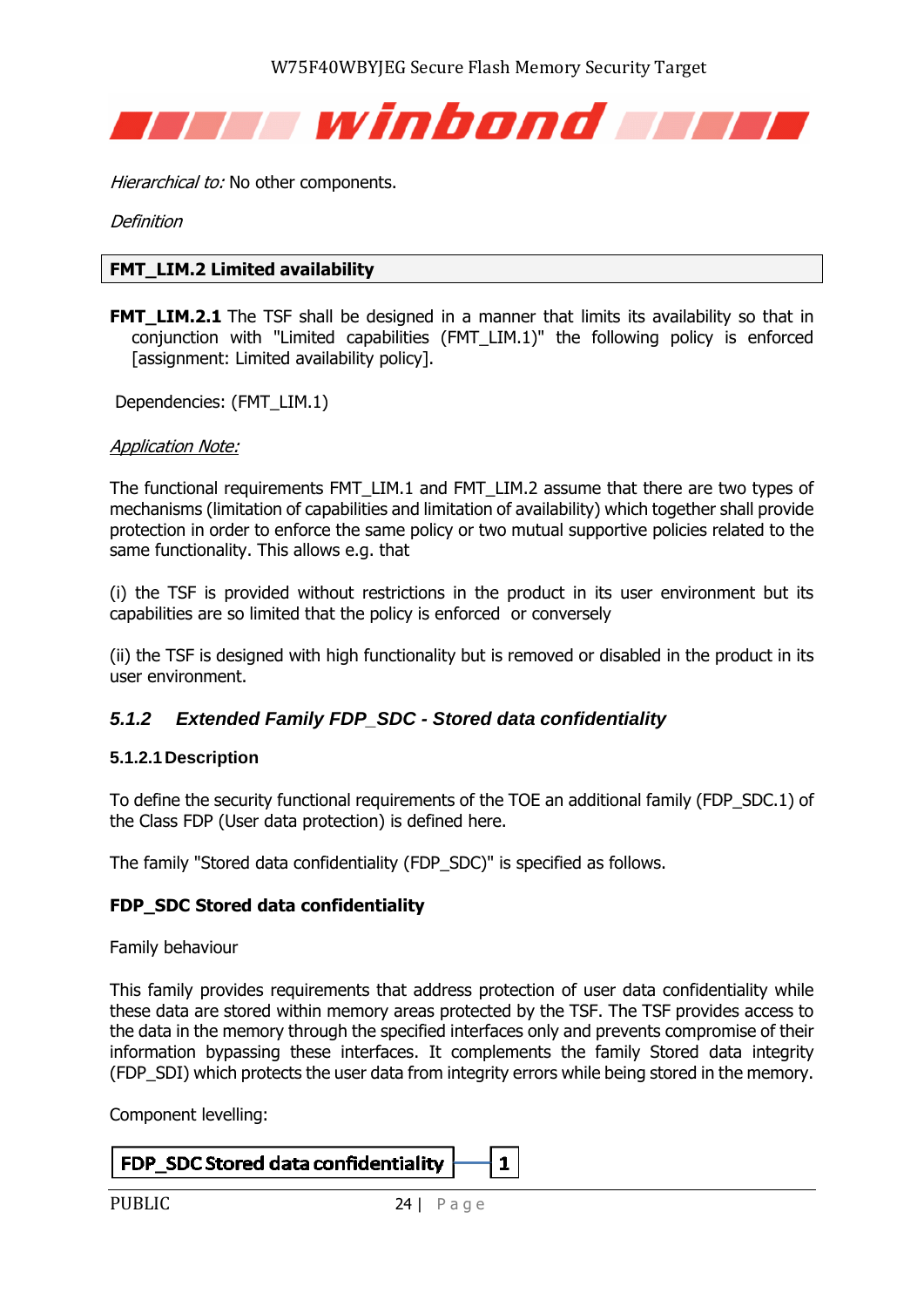*Hierarchical to:* No other components.

*Definition*

| FMT_LIM.2 Limited availability |
|---|

**FMT_LIM.2.1** The TSF shall be designed in a manner that limits its availability so that in conjunction with "Limited capabilities (FMT_LIM.1)" the following policy is enforced [assignment: Limited availability policy].

Dependencies: (FMT_LIM.1)

*Application Note:*

The functional requirements FMT_LIM.1 and FMT_LIM.2 assume that there are two types of mechanisms (limitation of capabilities and limitation of availability) which together shall provide protection in order to enforce the same policy or two mutual supportive policies related to the same functionality. This allows e.g. that

(i) the TSF is provided without restrictions in the product in its user environment but its capabilities are so limited that the policy is enforced or conversely

(ii) the TSF is designed with high functionality but is removed or disabled in the product in its user environment.

### *5.1.2 Extended Family FDP_SDC - Stored data confidentiality*

#### 5.1.2.1 Description

To define the security functional requirements of the TOE an additional family (FDP_SDC.1) of the Class FDP (User data protection) is defined here.

The family "Stored data confidentiality (FDP_SDC)" is specified as follows.

**FDP_SDC Stored data confidentiality**

Family behaviour

This family provides requirements that address protection of user data confidentiality while these data are stored within memory areas protected by the TSF. The TSF provides access to the data in the memory through the specified interfaces only and prevents compromise of their information bypassing these interfaces. It complements the family Stored data integrity (FDP_SDI) which protects the user data from integrity errors while being stored in the memory.

Component levelling:

**FDP_SDC Stored data confidentiality** — **1**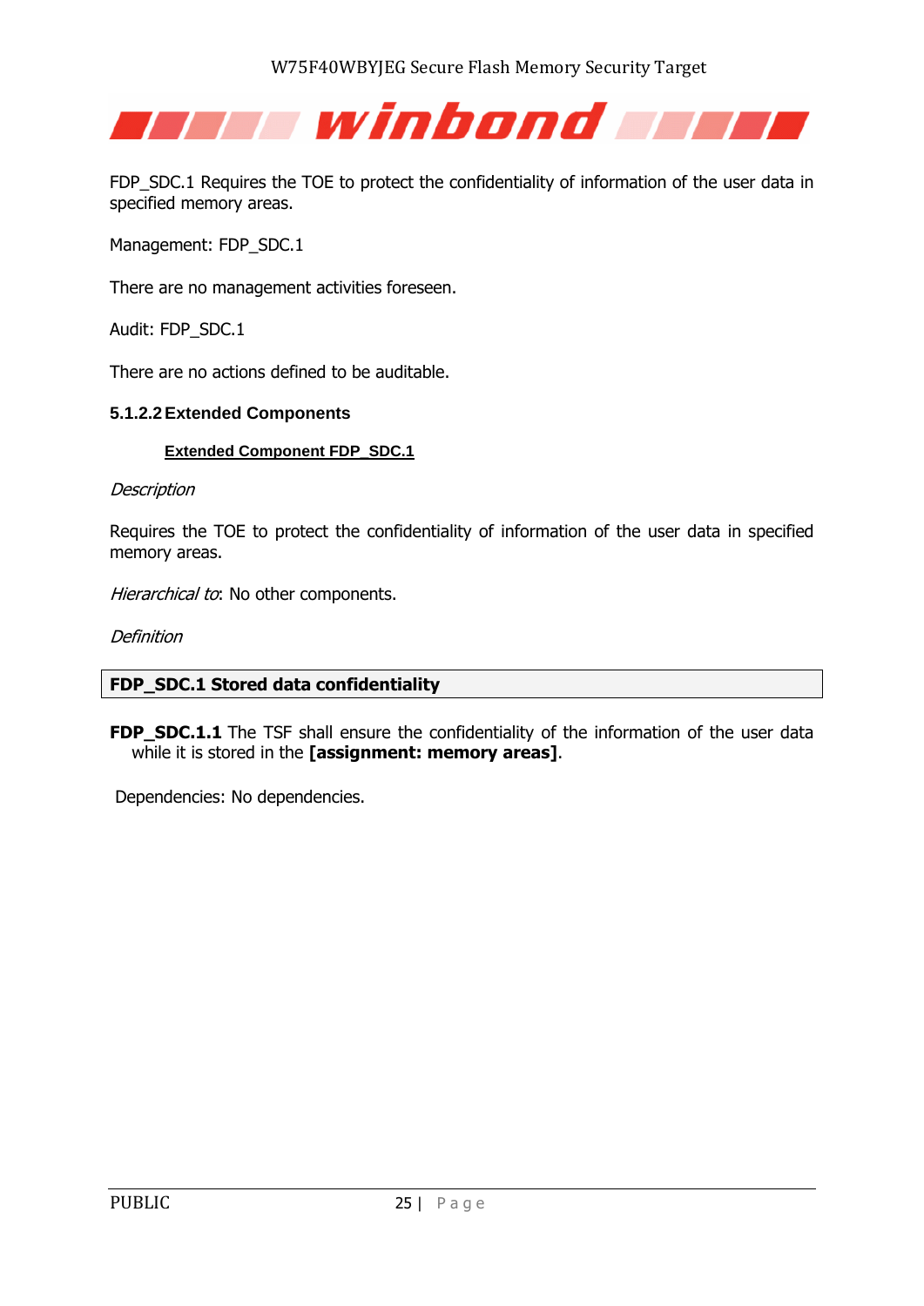FDP_SDC.1 Requires the TOE to protect the confidentiality of information of the user data in specified memory areas.

Management: FDP_SDC.1

There are no management activities foreseen.

Audit: FDP_SDC.1

There are no actions defined to be auditable.

#### 5.1.2.2 Extended Components

**Extended Component FDP_SDC.1**

*Description*

Requires the TOE to protect the confidentiality of information of the user data in specified memory areas.

*Hierarchical to*: No other components.

*Definition*

**FDP_SDC.1 Stored data confidentiality**

**FDP_SDC.1.1** The TSF shall ensure the confidentiality of the information of the user data while it is stored in the **[assignment: memory areas]**.

Dependencies: No dependencies.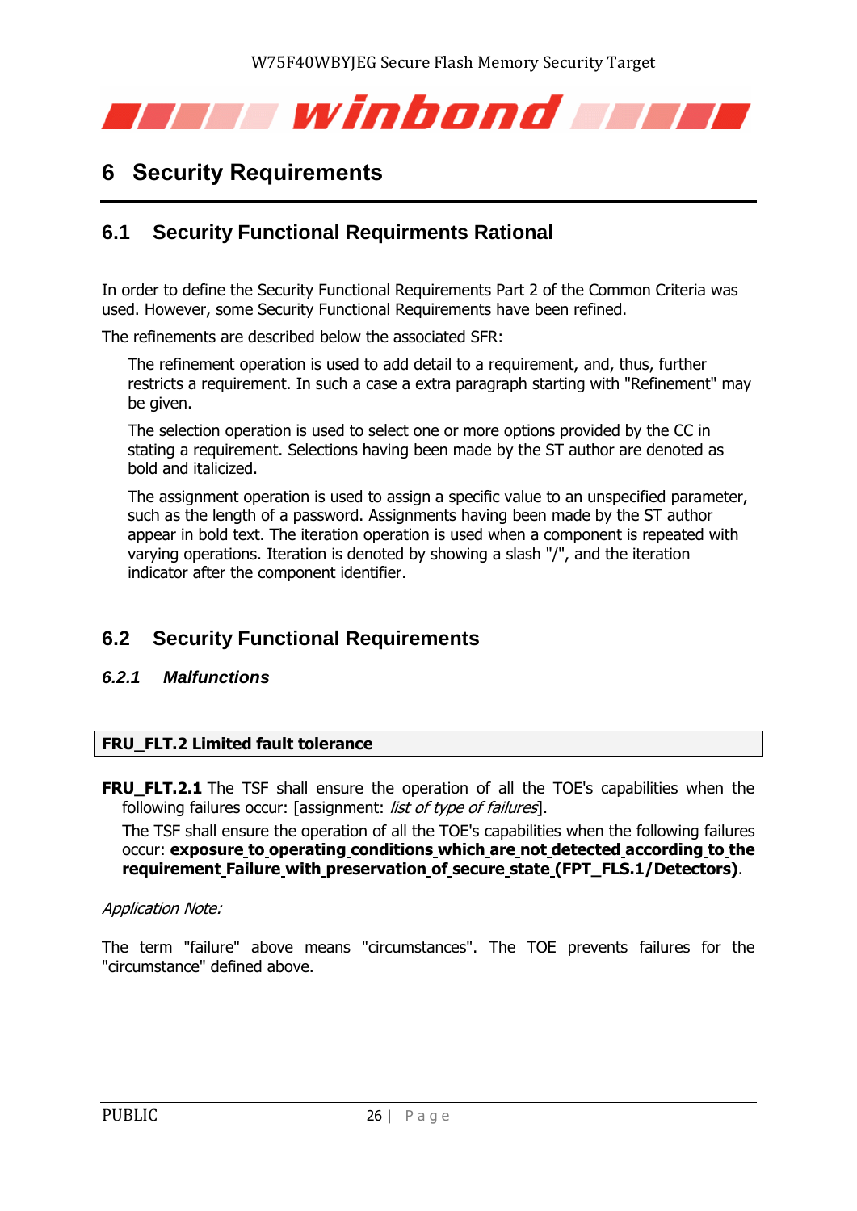# 6 Security Requirements

## 6.1 Security Functional Requirments Rational

In order to define the Security Functional Requirements Part 2 of the Common Criteria was used. However, some Security Functional Requirements have been refined.

The refinements are described below the associated SFR:

The refinement operation is used to add detail to a requirement, and, thus, further restricts a requirement. In such a case a extra paragraph starting with "Refinement" may be given.

The selection operation is used to select one or more options provided by the CC in stating a requirement. Selections having been made by the ST author are denoted as bold and italicized.

The assignment operation is used to assign a specific value to an unspecified parameter, such as the length of a password. Assignments having been made by the ST author appear in bold text. The iteration operation is used when a component is repeated with varying operations. Iteration is denoted by showing a slash "/", and the iteration indicator after the component identifier.

## 6.2 Security Functional Requirements

### 6.2.1 Malfunctions

| **FRU_FLT.2 Limited fault tolerance** |
|---|

**FRU_FLT.2.1** The TSF shall ensure the operation of all the TOE's capabilities when the following failures occur: [assignment: *list of type of failures*].

The TSF shall ensure the operation of all the TOE's capabilities when the following failures occur: **exposure to operating conditions which are not detected according to the requirement Failure with preservation of secure state (FPT_FLS.1/Detectors)**.

*Application Note:*

The term "failure" above means "circumstances". The TOE prevents failures for the "circumstance" defined above.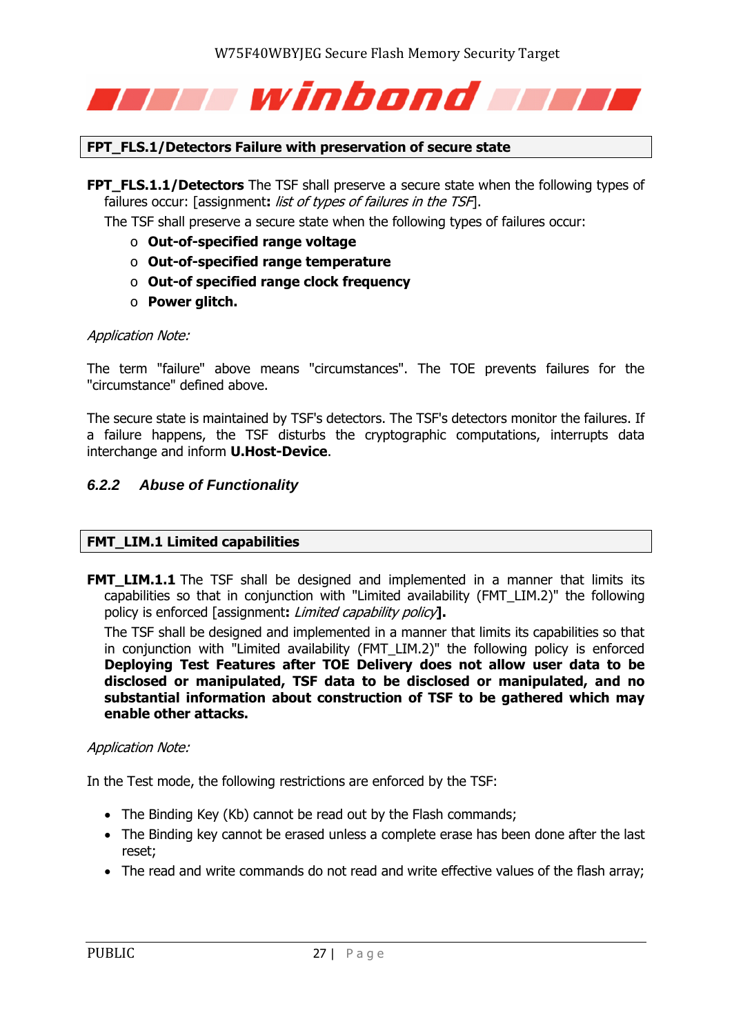**FPT_FLS.1/Detectors Failure with preservation of secure state**

**FPT_FLS.1.1/Detectors** The TSF shall preserve a secure state when the following types of failures occur: [assignment**:** *list of types of failures in the TSF*].

The TSF shall preserve a secure state when the following types of failures occur:

- **Out-of-specified range voltage**
- **Out-of-specified range temperature**
- **Out-of specified range clock frequency**
- **Power glitch.**

*Application Note:*

The term "failure" above means "circumstances". The TOE prevents failures for the "circumstance" defined above.

The secure state is maintained by TSF's detectors. The TSF's detectors monitor the failures. If a failure happens, the TSF disturbs the cryptographic computations, interrupts data interchange and inform **U.Host-Device**.

### *6.2.2 Abuse of Functionality*

**FMT_LIM.1 Limited capabilities**

**FMT_LIM.1.1** The TSF shall be designed and implemented in a manner that limits its capabilities so that in conjunction with "Limited availability (FMT_LIM.2)" the following policy is enforced [assignment**:** *Limited capability policy*]**.**

The TSF shall be designed and implemented in a manner that limits its capabilities so that in conjunction with "Limited availability (FMT_LIM.2)" the following policy is enforced **Deploying Test Features after TOE Delivery does not allow user data to be disclosed or manipulated, TSF data to be disclosed or manipulated, and no substantial information about construction of TSF to be gathered which may enable other attacks.**

*Application Note:*

In the Test mode, the following restrictions are enforced by the TSF:

- The Binding Key (Kb) cannot be read out by the Flash commands;
- The Binding key cannot be erased unless a complete erase has been done after the last reset;
- The read and write commands do not read and write effective values of the flash array;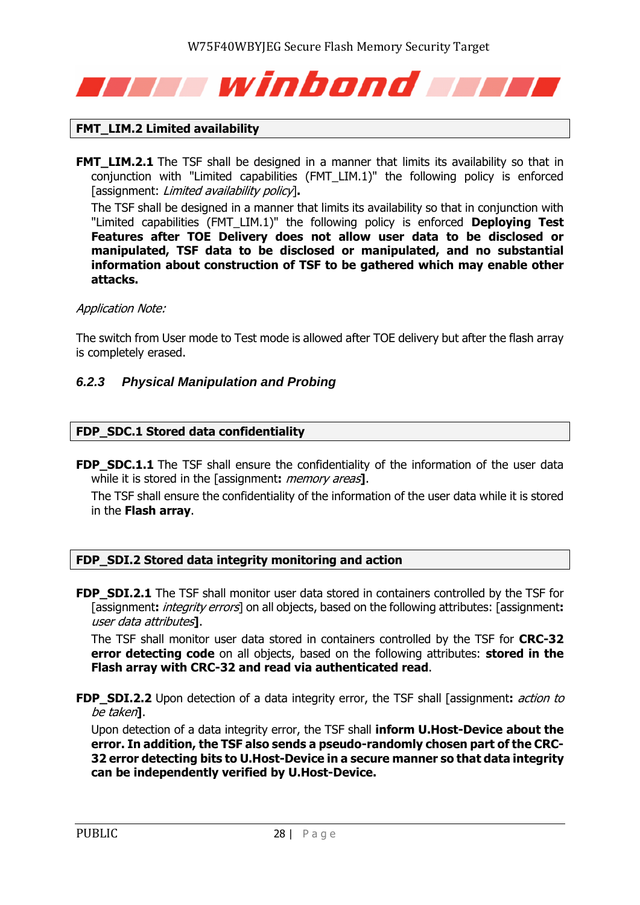**FMT_LIM.2 Limited availability**

**FMT_LIM.2.1** The TSF shall be designed in a manner that limits its availability so that in conjunction with "Limited capabilities (FMT_LIM.1)" the following policy is enforced [assignment: *Limited availability policy*]**.**

The TSF shall be designed in a manner that limits its availability so that in conjunction with "Limited capabilities (FMT_LIM.1)" the following policy is enforced **Deploying Test Features after TOE Delivery does not allow user data to be disclosed or manipulated, TSF data to be disclosed or manipulated, and no substantial information about construction of TSF to be gathered which may enable other attacks.**

*Application Note:*

The switch from User mode to Test mode is allowed after TOE delivery but after the flash array is completely erased.

### *6.2.3 Physical Manipulation and Probing*

**FDP_SDC.1 Stored data confidentiality**

**FDP_SDC.1.1** The TSF shall ensure the confidentiality of the information of the user data while it is stored in the [assignment**:** *memory areas*]**.**

The TSF shall ensure the confidentiality of the information of the user data while it is stored in the **Flash array**.

**FDP_SDI.2 Stored data integrity monitoring and action**

**FDP_SDI.2.1** The TSF shall monitor user data stored in containers controlled by the TSF for [assignment**:** *integrity errors*] on all objects, based on the following attributes: [assignment**:** *user data attributes*]**.**

The TSF shall monitor user data stored in containers controlled by the TSF for **CRC-32 error detecting code** on all objects, based on the following attributes: **stored in the Flash array with CRC-32 and read via authenticated read**.

**FDP_SDI.2.2** Upon detection of a data integrity error, the TSF shall [assignment**:** *action to be taken*]**.**

Upon detection of a data integrity error, the TSF shall **inform U.Host-Device about the error. In addition, the TSF also sends a pseudo-randomly chosen part of the CRC-32 error detecting bits to U.Host-Device in a secure manner so that data integrity can be independently verified by U.Host-Device.**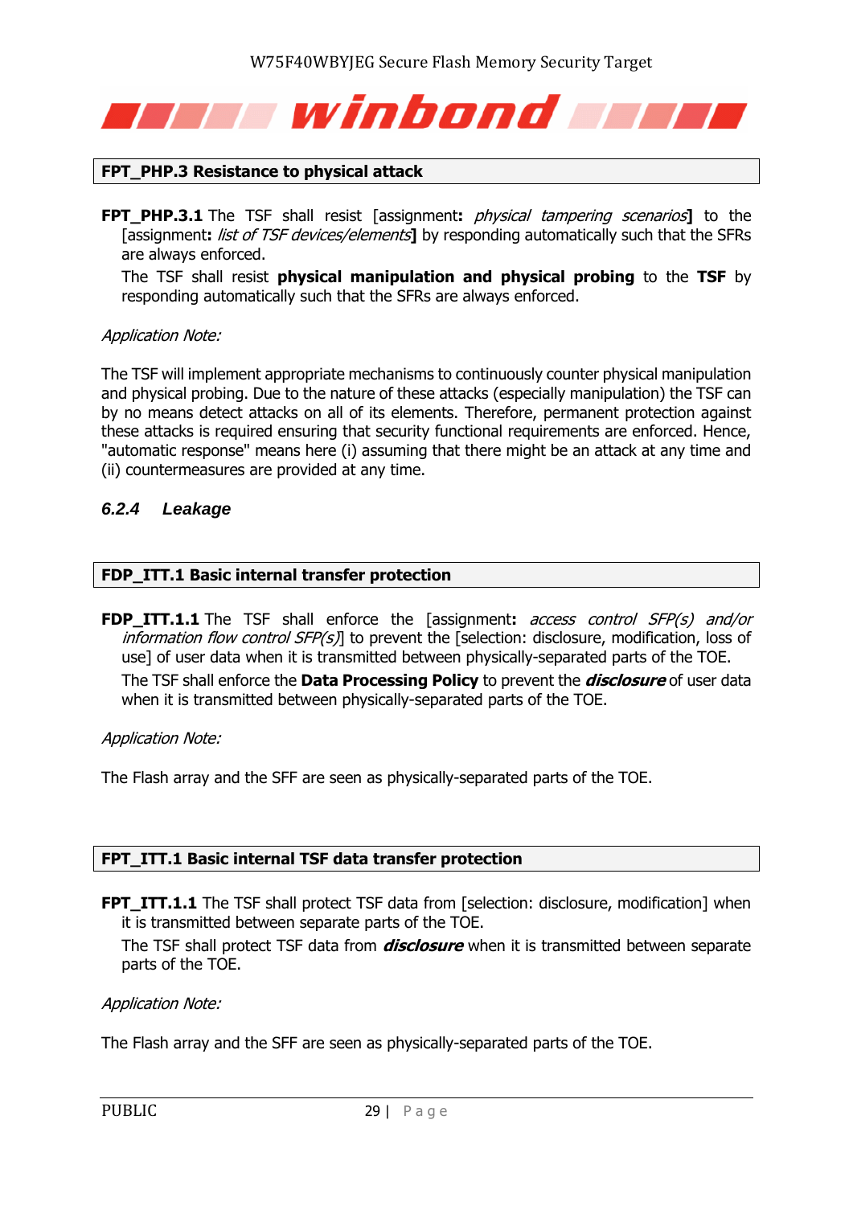**FPT_PHP.3 Resistance to physical attack**

**FPT_PHP.3.1** The TSF shall resist [assignment**:** *physical tampering scenarios***]** to the [assignment**:** *list of TSF devices/elements***]** by responding automatically such that the SFRs are always enforced.

The TSF shall resist **physical manipulation and physical probing** to the **TSF** by responding automatically such that the SFRs are always enforced.

*Application Note:*

The TSF will implement appropriate mechanisms to continuously counter physical manipulation and physical probing. Due to the nature of these attacks (especially manipulation) the TSF can by no means detect attacks on all of its elements. Therefore, permanent protection against these attacks is required ensuring that security functional requirements are enforced. Hence, "automatic response" means here (i) assuming that there might be an attack at any time and (ii) countermeasures are provided at any time.

### *6.2.4 Leakage*

**FDP_ITT.1 Basic internal transfer protection**

**FDP_ITT.1.1** The TSF shall enforce the [assignment**:** *access control SFP(s) and/or information flow control SFP(s)*] to prevent the [selection: disclosure, modification, loss of use] of user data when it is transmitted between physically-separated parts of the TOE.

The TSF shall enforce the **Data Processing Policy** to prevent the ***disclosure*** of user data when it is transmitted between physically-separated parts of the TOE.

*Application Note:*

The Flash array and the SFF are seen as physically-separated parts of the TOE.

**FPT_ITT.1 Basic internal TSF data transfer protection**

**FPT_ITT.1.1** The TSF shall protect TSF data from [selection: disclosure, modification] when it is transmitted between separate parts of the TOE.

The TSF shall protect TSF data from ***disclosure*** when it is transmitted between separate parts of the TOE.

*Application Note:*

The Flash array and the SFF are seen as physically-separated parts of the TOE.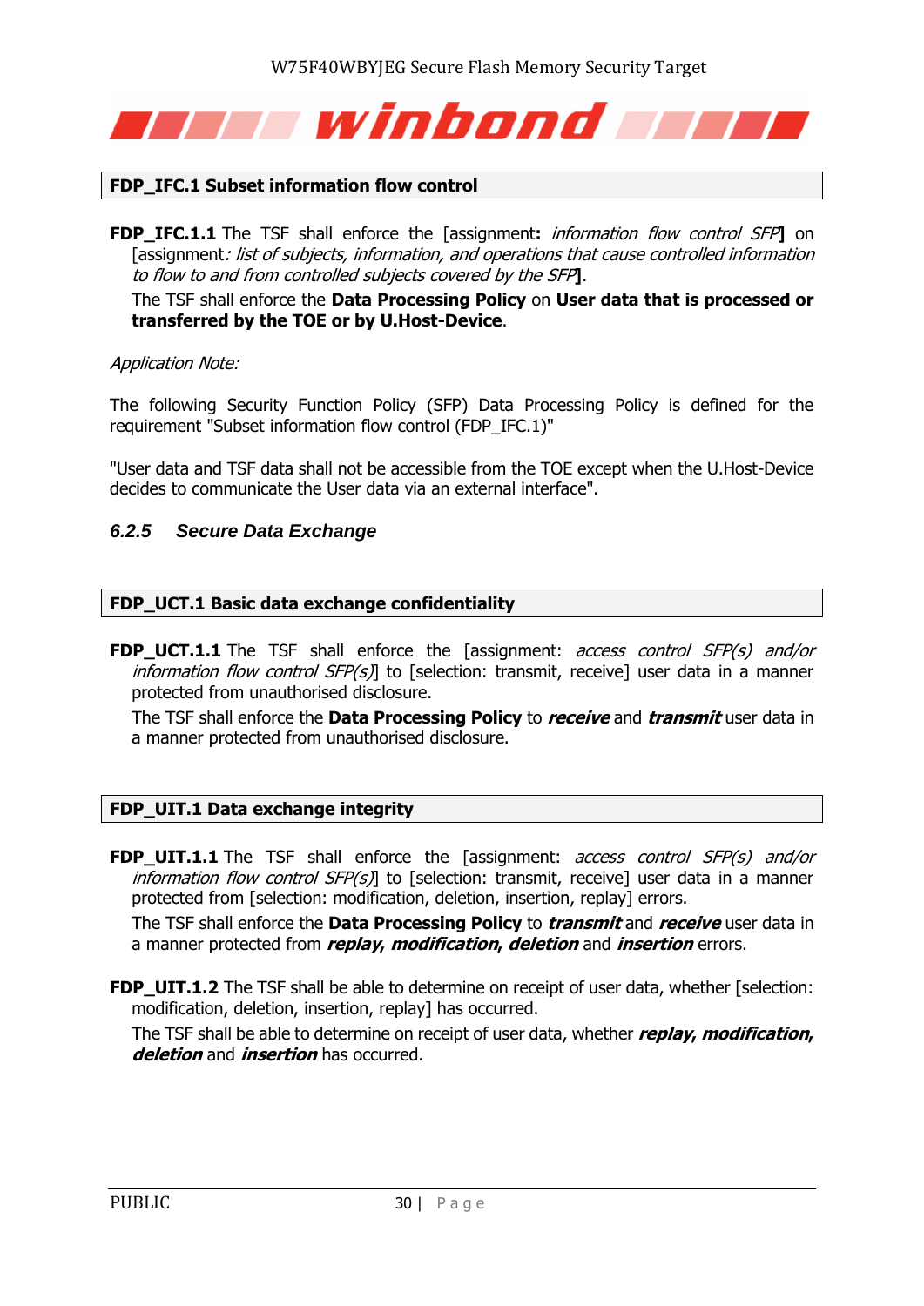**FDP_IFC.1 Subset information flow control**

**FDP_IFC.1.1** The TSF shall enforce the [assignment**:** *information flow control SFP*] on [assignment*: list of subjects, information, and operations that cause controlled information to flow to and from controlled subjects covered by the SFP*].

The TSF shall enforce the **Data Processing Policy** on **User data that is processed or transferred by the TOE or by U.Host-Device**.

*Application Note:*

The following Security Function Policy (SFP) Data Processing Policy is defined for the requirement "Subset information flow control (FDP_IFC.1)"

"User data and TSF data shall not be accessible from the TOE except when the U.Host-Device decides to communicate the User data via an external interface".

### *6.2.5 Secure Data Exchange*

**FDP_UCT.1 Basic data exchange confidentiality**

**FDP_UCT.1.1** The TSF shall enforce the [assignment: *access control SFP(s) and/or information flow control SFP(s)*] to [selection: transmit, receive] user data in a manner protected from unauthorised disclosure.

The TSF shall enforce the **Data Processing Policy** to ***receive*** and ***transmit*** user data in a manner protected from unauthorised disclosure.

**FDP_UIT.1 Data exchange integrity**

**FDP_UIT.1.1** The TSF shall enforce the [assignment: *access control SFP(s) and/or information flow control SFP(s)*] to [selection: transmit, receive] user data in a manner protected from [selection: modification, deletion, insertion, replay] errors.

The TSF shall enforce the **Data Processing Policy** to ***transmit*** and ***receive*** user data in a manner protected from ***replay, modification, deletion*** and ***insertion*** errors.

**FDP_UIT.1.2** The TSF shall be able to determine on receipt of user data, whether [selection: modification, deletion, insertion, replay] has occurred.

The TSF shall be able to determine on receipt of user data, whether ***replay, modification, deletion*** and ***insertion*** has occurred.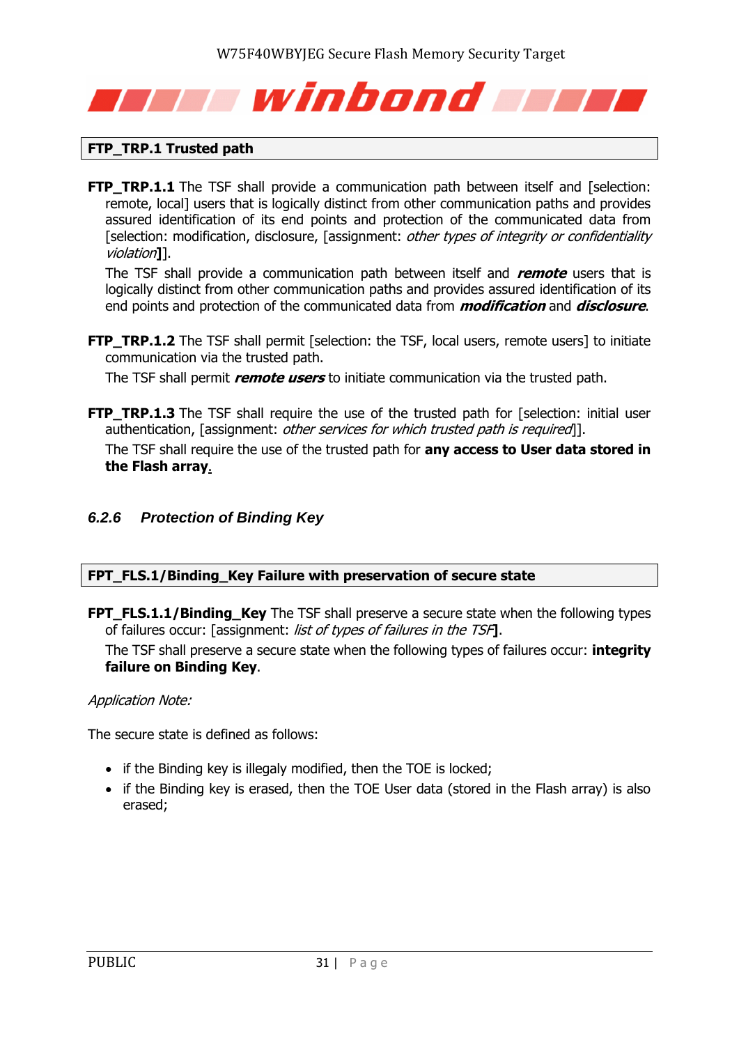**FTP_TRP.1 Trusted path**

**FTP_TRP.1.1** The TSF shall provide a communication path between itself and [selection: remote, local] users that is logically distinct from other communication paths and provides assured identification of its end points and protection of the communicated data from [selection: modification, disclosure, [assignment: *other types of integrity or confidentiality violation*]].

The TSF shall provide a communication path between itself and ***remote*** users that is logically distinct from other communication paths and provides assured identification of its end points and protection of the communicated data from ***modification*** and ***disclosure***.

**FTP_TRP.1.2** The TSF shall permit [selection: the TSF, local users, remote users] to initiate communication via the trusted path.

The TSF shall permit ***remote users*** to initiate communication via the trusted path.

**FTP_TRP.1.3** The TSF shall require the use of the trusted path for [selection: initial user authentication, [assignment: *other services for which trusted path is required*]].

The TSF shall require the use of the trusted path for **any access to User data stored in the Flash array**.

### *6.2.6 Protection of Binding Key*

**FPT_FLS.1/Binding_Key Failure with preservation of secure state**

**FPT_FLS.1.1/Binding_Key** The TSF shall preserve a secure state when the following types of failures occur: [assignment: *list of types of failures in the TSF*].

The TSF shall preserve a secure state when the following types of failures occur: **integrity failure on Binding Key**.

*Application Note:*

The secure state is defined as follows:

- if the Binding key is illegaly modified, then the TOE is locked;
- if the Binding key is erased, then the TOE User data (stored in the Flash array) is also erased;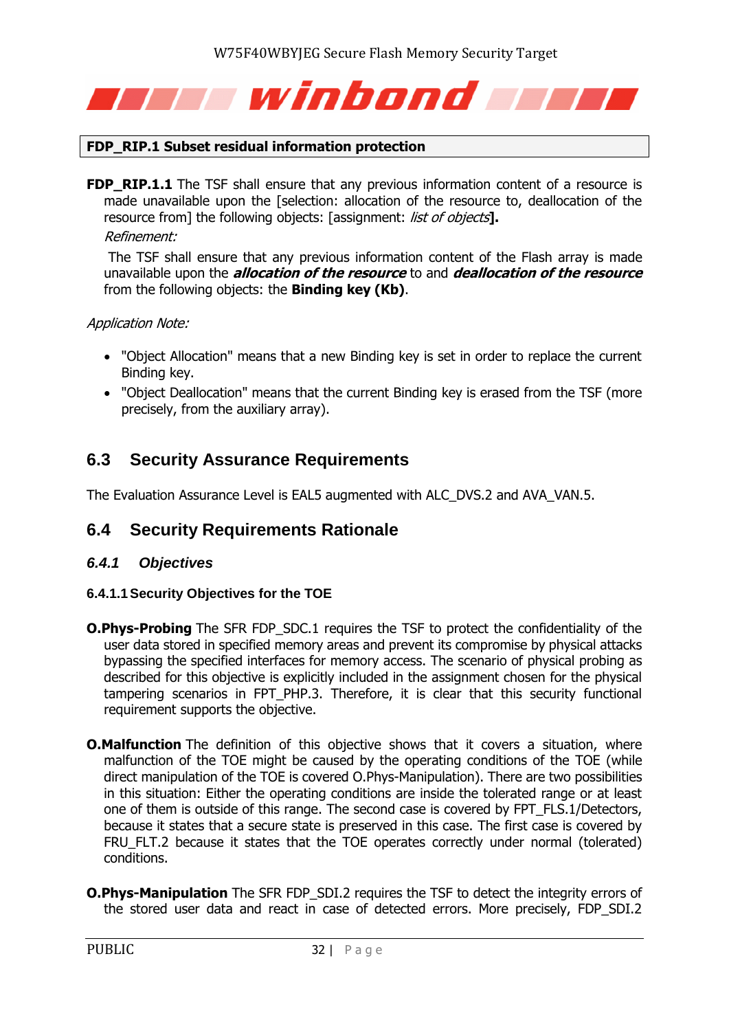| FDP_RIP.1 Subset residual information protection |
|---|

**FDP_RIP.1.1** The TSF shall ensure that any previous information content of a resource is made unavailable upon the [selection: allocation of the resource to, deallocation of the resource from] the following objects: [assignment: *list of objects*]**.**

*Refinement:*

The TSF shall ensure that any previous information content of the Flash array is made unavailable upon the ***allocation of the resource*** to and ***deallocation of the resource*** from the following objects: the **Binding key (Kb)**.

*Application Note:*

- "Object Allocation" means that a new Binding key is set in order to replace the current Binding key.
- "Object Deallocation" means that the current Binding key is erased from the TSF (more precisely, from the auxiliary array).

## 6.3 Security Assurance Requirements

The Evaluation Assurance Level is EAL5 augmented with ALC_DVS.2 and AVA_VAN.5.

## 6.4 Security Requirements Rationale

### *6.4.1 Objectives*

#### 6.4.1.1 Security Objectives for the TOE

**O.Phys-Probing** The SFR FDP_SDC.1 requires the TSF to protect the confidentiality of the user data stored in specified memory areas and prevent its compromise by physical attacks bypassing the specified interfaces for memory access. The scenario of physical probing as described for this objective is explicitly included in the assignment chosen for the physical tampering scenarios in FPT_PHP.3. Therefore, it is clear that this security functional requirement supports the objective.

**O.Malfunction** The definition of this objective shows that it covers a situation, where malfunction of the TOE might be caused by the operating conditions of the TOE (while direct manipulation of the TOE is covered O.Phys-Manipulation). There are two possibilities in this situation: Either the operating conditions are inside the tolerated range or at least one of them is outside of this range. The second case is covered by FPT_FLS.1/Detectors, because it states that a secure state is preserved in this case. The first case is covered by FRU_FLT.2 because it states that the TOE operates correctly under normal (tolerated) conditions.

**O.Phys-Manipulation** The SFR FDP_SDI.2 requires the TSF to detect the integrity errors of the stored user data and react in case of detected errors. More precisely, FDP_SDI.2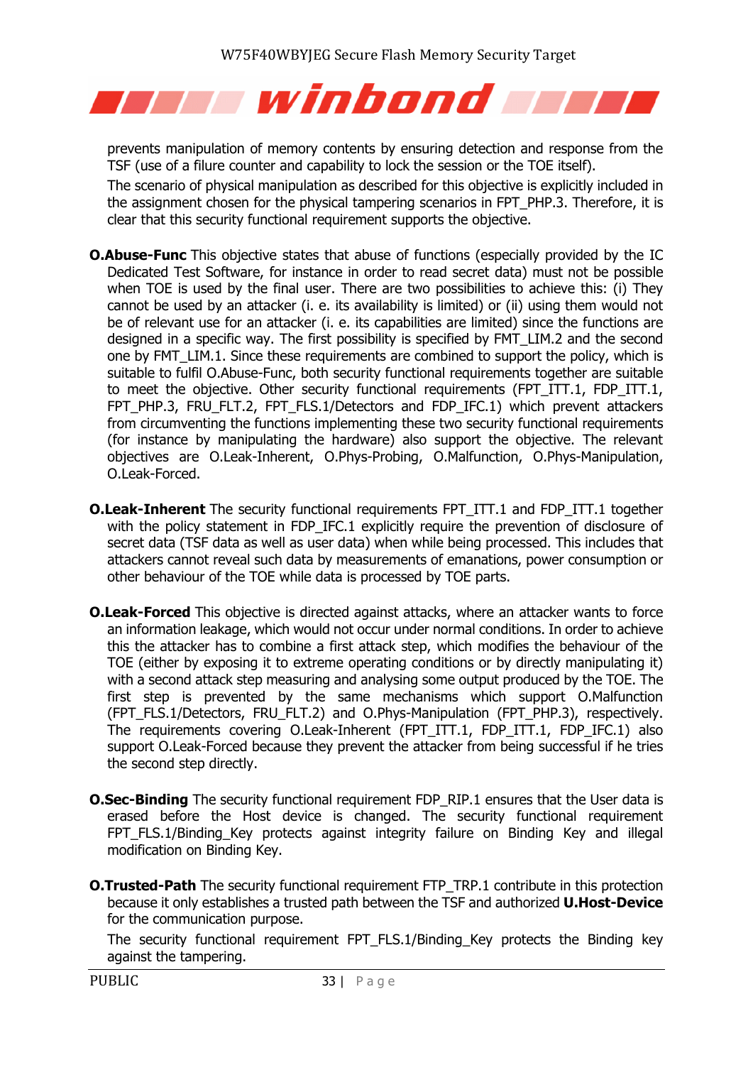prevents manipulation of memory contents by ensuring detection and response from the TSF (use of a filure counter and capability to lock the session or the TOE itself).

The scenario of physical manipulation as described for this objective is explicitly included in the assignment chosen for the physical tampering scenarios in FPT_PHP.3. Therefore, it is clear that this security functional requirement supports the objective.

**O.Abuse-Func** This objective states that abuse of functions (especially provided by the IC Dedicated Test Software, for instance in order to read secret data) must not be possible when TOE is used by the final user. There are two possibilities to achieve this: (i) They cannot be used by an attacker (i. e. its availability is limited) or (ii) using them would not be of relevant use for an attacker (i. e. its capabilities are limited) since the functions are designed in a specific way. The first possibility is specified by FMT_LIM.2 and the second one by FMT_LIM.1. Since these requirements are combined to support the policy, which is suitable to fulfil O.Abuse-Func, both security functional requirements together are suitable to meet the objective. Other security functional requirements (FPT_ITT.1, FDP_ITT.1, FPT_PHP.3, FRU_FLT.2, FPT_FLS.1/Detectors and FDP_IFC.1) which prevent attackers from circumventing the functions implementing these two security functional requirements (for instance by manipulating the hardware) also support the objective. The relevant objectives are O.Leak-Inherent, O.Phys-Probing, O.Malfunction, O.Phys-Manipulation, O.Leak-Forced.

**O.Leak-Inherent** The security functional requirements FPT_ITT.1 and FDP_ITT.1 together with the policy statement in FDP_IFC.1 explicitly require the prevention of disclosure of secret data (TSF data as well as user data) when while being processed. This includes that attackers cannot reveal such data by measurements of emanations, power consumption or other behaviour of the TOE while data is processed by TOE parts.

**O.Leak-Forced** This objective is directed against attacks, where an attacker wants to force an information leakage, which would not occur under normal conditions. In order to achieve this the attacker has to combine a first attack step, which modifies the behaviour of the TOE (either by exposing it to extreme operating conditions or by directly manipulating it) with a second attack step measuring and analysing some output produced by the TOE. The first step is prevented by the same mechanisms which support O.Malfunction (FPT_FLS.1/Detectors, FRU_FLT.2) and O.Phys-Manipulation (FPT_PHP.3), respectively. The requirements covering O.Leak-Inherent (FPT_ITT.1, FDP_ITT.1, FDP_IFC.1) also support O.Leak-Forced because they prevent the attacker from being successful if he tries the second step directly.

**O.Sec-Binding** The security functional requirement FDP_RIP.1 ensures that the User data is erased before the Host device is changed. The security functional requirement FPT_FLS.1/Binding_Key protects against integrity failure on Binding Key and illegal modification on Binding Key.

**O.Trusted-Path** The security functional requirement FTP_TRP.1 contribute in this protection because it only establishes a trusted path between the TSF and authorized **U.Host-Device** for the communication purpose.

The security functional requirement FPT_FLS.1/Binding_Key protects the Binding key against the tampering.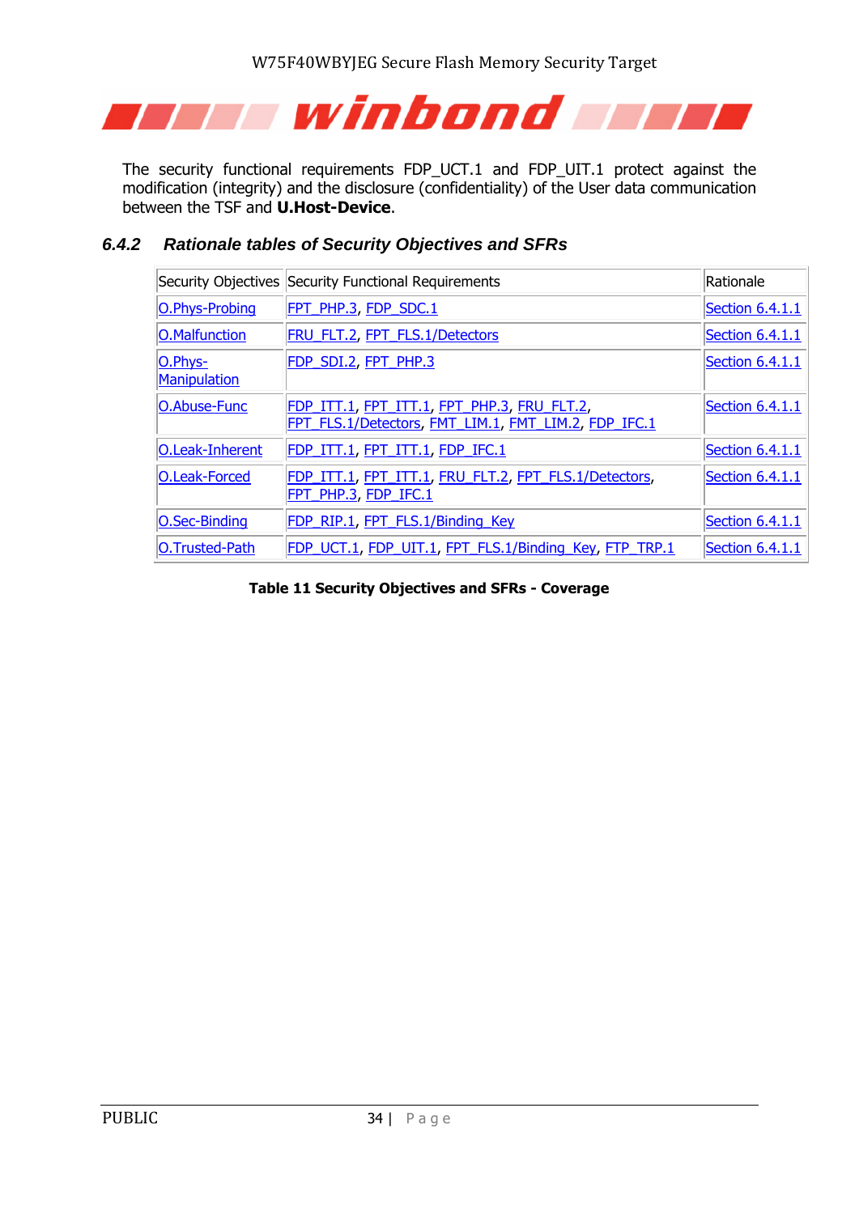The security functional requirements FDP_UCT.1 and FDP_UIT.1 protect against the modification (integrity) and the disclosure (confidentiality) of the User data communication between the TSF and **U.Host-Device**.

### 6.4.2 Rationale tables of Security Objectives and SFRs

| Security Objectives | Security Functional Requirements | Rationale |
|---|---|---|
| O.Phys-Probing | FPT_PHP.3, FDP_SDC.1 | Section 6.4.1.1 |
| O.Malfunction | FRU_FLT.2, FPT_FLS.1/Detectors | Section 6.4.1.1 |
| O.Phys-Manipulation | FDP_SDI.2, FPT_PHP.3 | Section 6.4.1.1 |
| O.Abuse-Func | FDP_ITT.1, FPT_ITT.1, FPT_PHP.3, FRU_FLT.2, FPT_FLS.1/Detectors, FMT_LIM.1, FMT_LIM.2, FDP_IFC.1 | Section 6.4.1.1 |
| O.Leak-Inherent | FDP_ITT.1, FPT_ITT.1, FDP_IFC.1 | Section 6.4.1.1 |
| O.Leak-Forced | FDP_ITT.1, FPT_ITT.1, FRU_FLT.2, FPT_FLS.1/Detectors, FPT_PHP.3, FDP_IFC.1 | Section 6.4.1.1 |
| O.Sec-Binding | FDP_RIP.1, FPT_FLS.1/Binding_Key | Section 6.4.1.1 |
| O.Trusted-Path | FDP_UCT.1, FDP_UIT.1, FPT_FLS.1/Binding_Key, FTP_TRP.1 | Section 6.4.1.1 |

**Table 11 Security Objectives and SFRs - Coverage**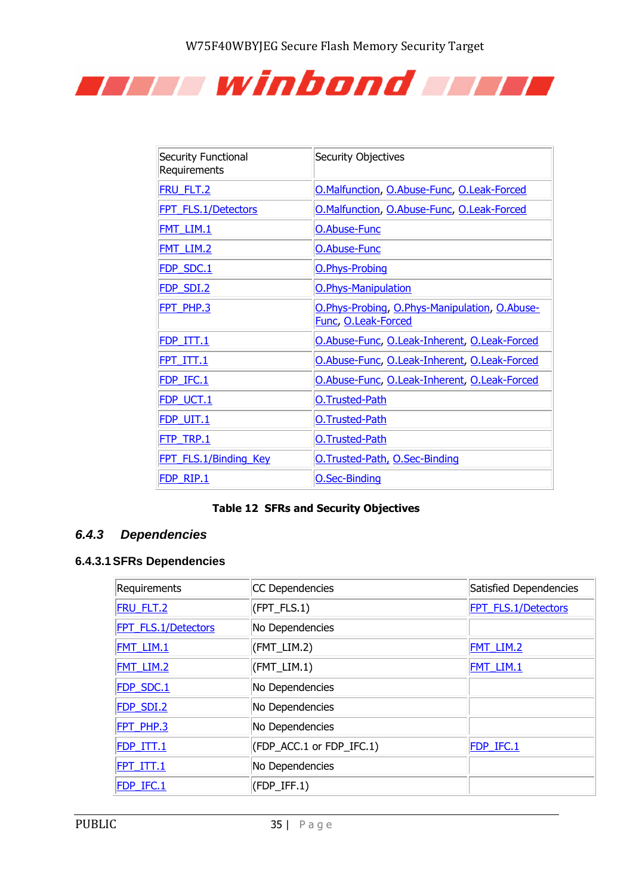| Security Functional Requirements | Security Objectives |
|---|---|
| FRU_FLT.2 | O.Malfunction, O.Abuse-Func, O.Leak-Forced |
| FPT_FLS.1/Detectors | O.Malfunction, O.Abuse-Func, O.Leak-Forced |
| FMT_LIM.1 | O.Abuse-Func |
| FMT_LIM.2 | O.Abuse-Func |
| FDP_SDC.1 | O.Phys-Probing |
| FDP_SDI.2 | O.Phys-Manipulation |
| FPT_PHP.3 | O.Phys-Probing, O.Phys-Manipulation, O.Abuse-Func, O.Leak-Forced |
| FDP_ITT.1 | O.Abuse-Func, O.Leak-Inherent, O.Leak-Forced |
| FPT_ITT.1 | O.Abuse-Func, O.Leak-Inherent, O.Leak-Forced |
| FDP_IFC.1 | O.Abuse-Func, O.Leak-Inherent, O.Leak-Forced |
| FDP_UCT.1 | O.Trusted-Path |
| FDP_UIT.1 | O.Trusted-Path |
| FTP_TRP.1 | O.Trusted-Path |
| FPT_FLS.1/Binding_Key | O.Trusted-Path, O.Sec-Binding |
| FDP_RIP.1 | O.Sec-Binding |

**Table 12 SFRs and Security Objectives**

### *6.4.3 Dependencies*

#### 6.4.3.1 SFRs Dependencies

| Requirements | CC Dependencies | Satisfied Dependencies |
|---|---|---|
| FRU_FLT.2 | (FPT_FLS.1) | FPT_FLS.1/Detectors |
| FPT_FLS.1/Detectors | No Dependencies | |
| FMT_LIM.1 | (FMT_LIM.2) | FMT_LIM.2 |
| FMT_LIM.2 | (FMT_LIM.1) | FMT_LIM.1 |
| FDP_SDC.1 | No Dependencies | |
| FDP_SDI.2 | No Dependencies | |
| FPT_PHP.3 | No Dependencies | |
| FDP_ITT.1 | (FDP_ACC.1 or FDP_IFC.1) | FDP_IFC.1 |
| FPT_ITT.1 | No Dependencies | |
| FDP_IFC.1 | (FDP_IFF.1) | |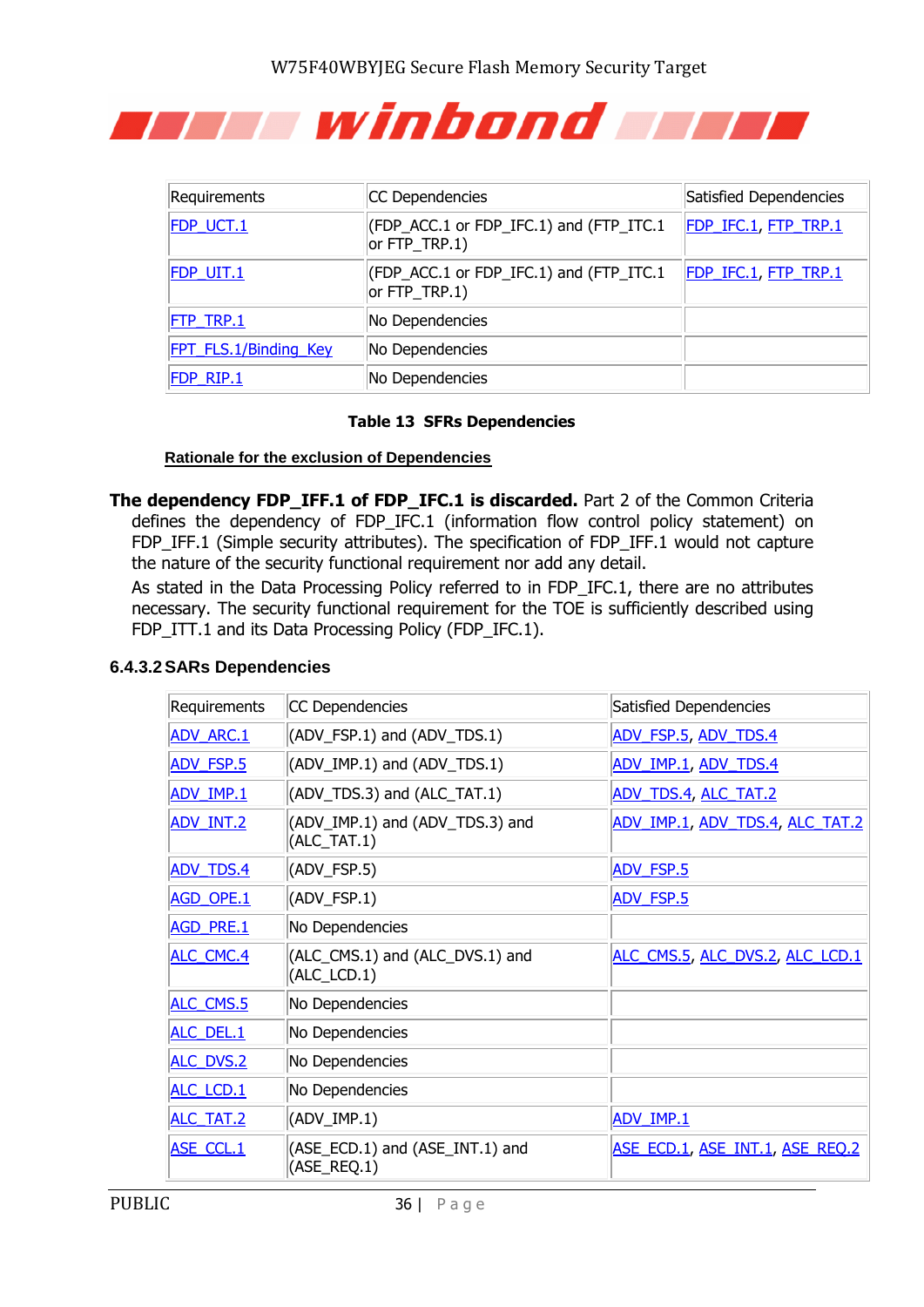| Requirements | CC Dependencies | Satisfied Dependencies |
| --- | --- | --- |
| FDP_UCT.1 | (FDP_ACC.1 or FDP_IFC.1) and (FTP_ITC.1 or FTP_TRP.1) | FDP_IFC.1, FTP_TRP.1 |
| FDP_UIT.1 | (FDP_ACC.1 or FDP_IFC.1) and (FTP_ITC.1 or FTP_TRP.1) | FDP_IFC.1, FTP_TRP.1 |
| FTP_TRP.1 | No Dependencies | |
| FPT_FLS.1/Binding_Key | No Dependencies | |
| FDP_RIP.1 | No Dependencies | |

**Table 13 SFRs Dependencies**

**Rationale for the exclusion of Dependencies**

**The dependency FDP_IFF.1 of FDP_IFC.1 is discarded.** Part 2 of the Common Criteria defines the dependency of FDP_IFC.1 (information flow control policy statement) on FDP_IFF.1 (Simple security attributes). The specification of FDP_IFF.1 would not capture the nature of the security functional requirement nor add any detail.

As stated in the Data Processing Policy referred to in FDP_IFC.1, there are no attributes necessary. The security functional requirement for the TOE is sufficiently described using FDP_ITT.1 and its Data Processing Policy (FDP_IFC.1).

#### 6.4.3.2 SARs Dependencies

| Requirements | CC Dependencies | Satisfied Dependencies |
| --- | --- | --- |
| ADV_ARC.1 | (ADV_FSP.1) and (ADV_TDS.1) | ADV_FSP.5, ADV_TDS.4 |
| ADV_FSP.5 | (ADV_IMP.1) and (ADV_TDS.1) | ADV_IMP.1, ADV_TDS.4 |
| ADV_IMP.1 | (ADV_TDS.3) and (ALC_TAT.1) | ADV_TDS.4, ALC_TAT.2 |
| ADV_INT.2 | (ADV_IMP.1) and (ADV_TDS.3) and (ALC_TAT.1) | ADV_IMP.1, ADV_TDS.4, ALC_TAT.2 |
| ADV_TDS.4 | (ADV_FSP.5) | ADV_FSP.5 |
| AGD_OPE.1 | (ADV_FSP.1) | ADV_FSP.5 |
| AGD_PRE.1 | No Dependencies | |
| ALC_CMC.4 | (ALC_CMS.1) and (ALC_DVS.1) and (ALC_LCD.1) | ALC_CMS.5, ALC_DVS.2, ALC_LCD.1 |
| ALC_CMS.5 | No Dependencies | |
| ALC_DEL.1 | No Dependencies | |
| ALC_DVS.2 | No Dependencies | |
| ALC_LCD.1 | No Dependencies | |
| ALC_TAT.2 | (ADV_IMP.1) | ADV_IMP.1 |
| ASE_CCL.1 | (ASE_ECD.1) and (ASE_INT.1) and (ASE_REQ.1) | ASE_ECD.1, ASE_INT.1, ASE_REQ.2 |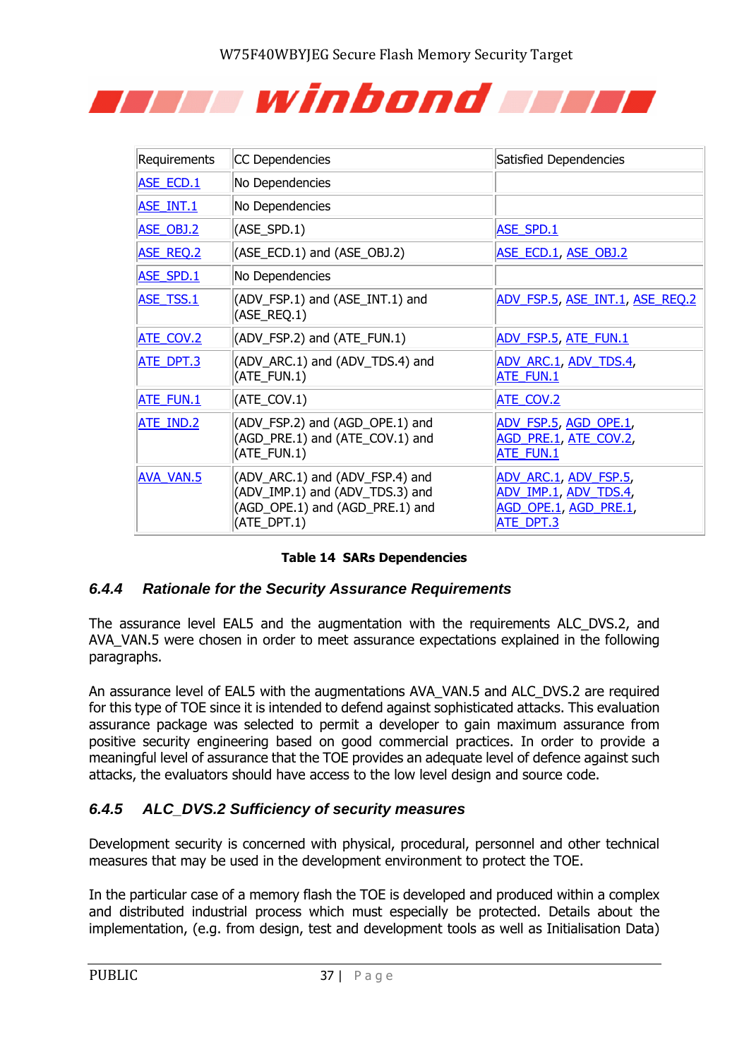| Requirements | CC Dependencies | Satisfied Dependencies |
|---|---|---|
| ASE_ECD.1 | No Dependencies | |
| ASE_INT.1 | No Dependencies | |
| ASE_OBJ.2 | (ASE_SPD.1) | ASE_SPD.1 |
| ASE_REQ.2 | (ASE_ECD.1) and (ASE_OBJ.2) | ASE_ECD.1, ASE_OBJ.2 |
| ASE_SPD.1 | No Dependencies | |
| ASE_TSS.1 | (ADV_FSP.1) and (ASE_INT.1) and (ASE_REQ.1) | ADV_FSP.5, ASE_INT.1, ASE_REQ.2 |
| ATE_COV.2 | (ADV_FSP.2) and (ATE_FUN.1) | ADV_FSP.5, ATE_FUN.1 |
| ATE_DPT.3 | (ADV_ARC.1) and (ADV_TDS.4) and (ATE_FUN.1) | ADV_ARC.1, ADV_TDS.4, ATE_FUN.1 |
| ATE_FUN.1 | (ATE_COV.1) | ATE_COV.2 |
| ATE_IND.2 | (ADV_FSP.2) and (AGD_OPE.1) and (AGD_PRE.1) and (ATE_COV.1) and (ATE_FUN.1) | ADV_FSP.5, AGD_OPE.1, AGD_PRE.1, ATE_COV.2, ATE_FUN.1 |
| AVA_VAN.5 | (ADV_ARC.1) and (ADV_FSP.4) and (ADV_IMP.1) and (ADV_TDS.3) and (AGD_OPE.1) and (AGD_PRE.1) and (ATE_DPT.1) | ADV_ARC.1, ADV_FSP.5, ADV_IMP.1, ADV_TDS.4, AGD_OPE.1, AGD_PRE.1, ATE_DPT.3 |

**Table 14 SARs Dependencies**

### *6.4.4 Rationale for the Security Assurance Requirements*

The assurance level EAL5 and the augmentation with the requirements ALC_DVS.2, and AVA_VAN.5 were chosen in order to meet assurance expectations explained in the following paragraphs.

An assurance level of EAL5 with the augmentations AVA_VAN.5 and ALC_DVS.2 are required for this type of TOE since it is intended to defend against sophisticated attacks. This evaluation assurance package was selected to permit a developer to gain maximum assurance from positive security engineering based on good commercial practices. In order to provide a meaningful level of assurance that the TOE provides an adequate level of defence against such attacks, the evaluators should have access to the low level design and source code.

### *6.4.5 ALC_DVS.2 Sufficiency of security measures*

Development security is concerned with physical, procedural, personnel and other technical measures that may be used in the development environment to protect the TOE.

In the particular case of a memory flash the TOE is developed and produced within a complex and distributed industrial process which must especially be protected. Details about the implementation, (e.g. from design, test and development tools as well as Initialisation Data)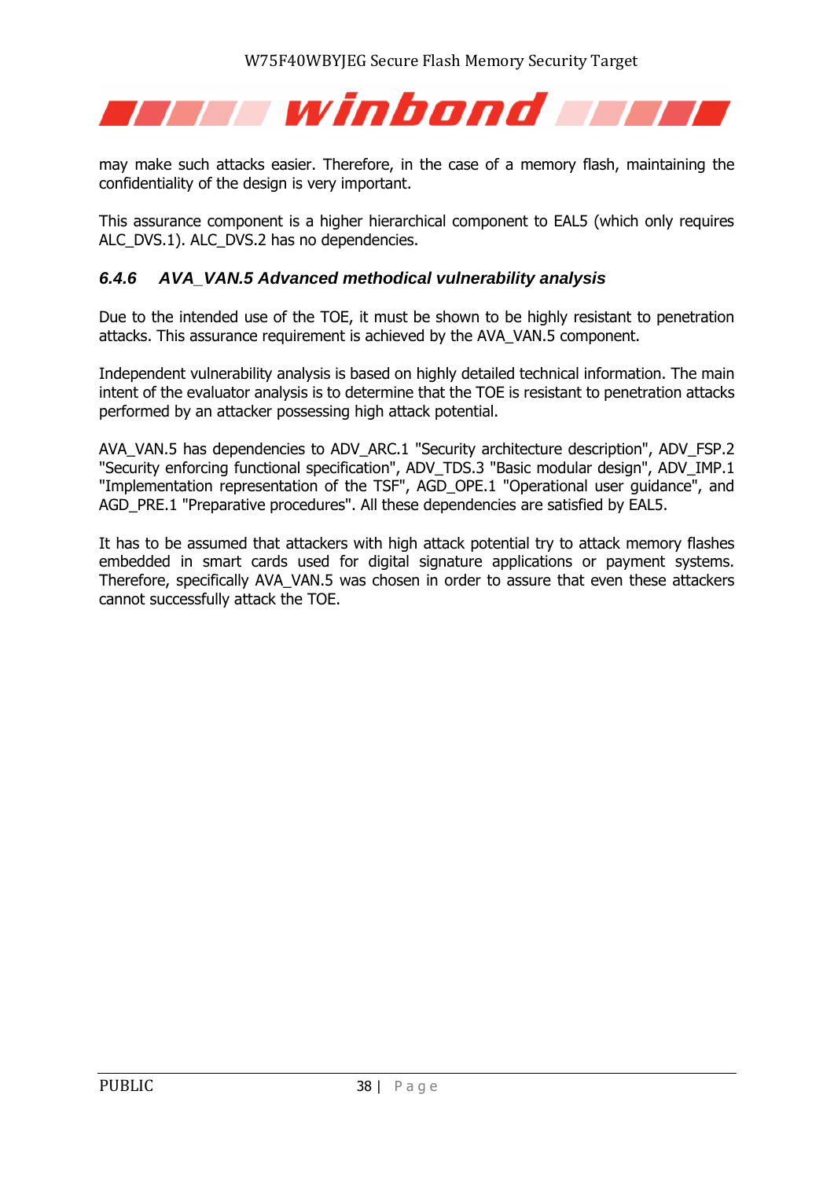may make such attacks easier. Therefore, in the case of a memory flash, maintaining the confidentiality of the design is very important.

This assurance component is a higher hierarchical component to EAL5 (which only requires ALC_DVS.1). ALC_DVS.2 has no dependencies.

### 6.4.6 AVA_VAN.5 Advanced methodical vulnerability analysis

Due to the intended use of the TOE, it must be shown to be highly resistant to penetration attacks. This assurance requirement is achieved by the AVA_VAN.5 component.

Independent vulnerability analysis is based on highly detailed technical information. The main intent of the evaluator analysis is to determine that the TOE is resistant to penetration attacks performed by an attacker possessing high attack potential.

AVA_VAN.5 has dependencies to ADV_ARC.1 "Security architecture description", ADV_FSP.2 "Security enforcing functional specification", ADV_TDS.3 "Basic modular design", ADV_IMP.1 "Implementation representation of the TSF", AGD_OPE.1 "Operational user guidance", and AGD_PRE.1 "Preparative procedures". All these dependencies are satisfied by EAL5.

It has to be assumed that attackers with high attack potential try to attack memory flashes embedded in smart cards used for digital signature applications or payment systems. Therefore, specifically AVA_VAN.5 was chosen in order to assure that even these attackers cannot successfully attack the TOE.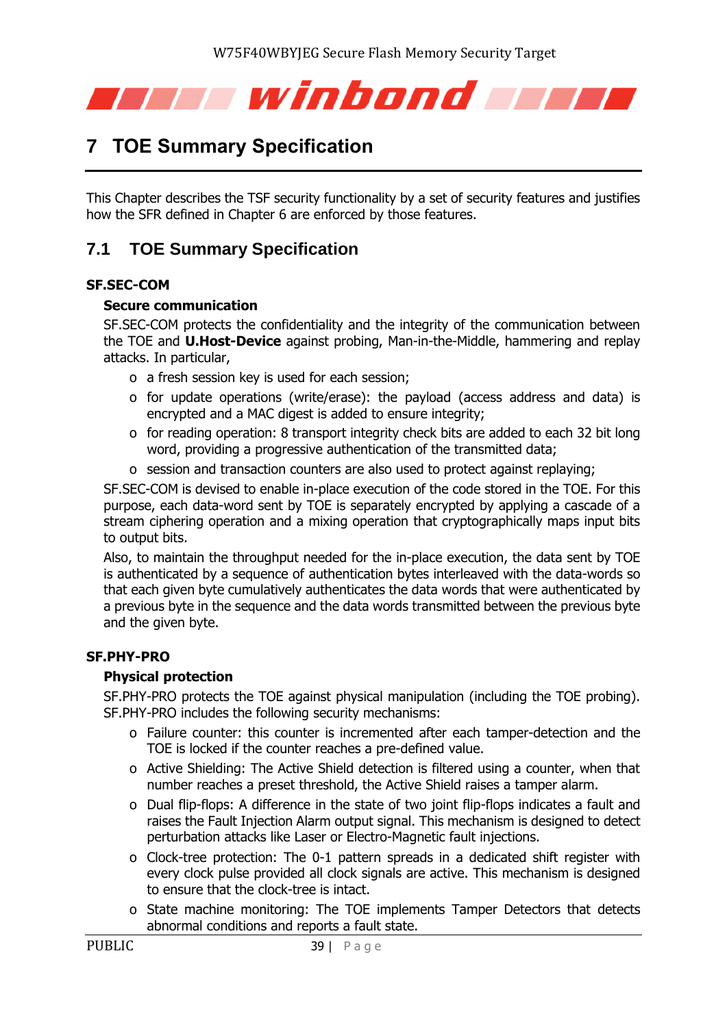// 7 TOE Summary Specification

This Chapter describes the TSF security functionality by a set of security features and justifies how the SFR defined in Chapter 6 are enforced by those features.

## 7.1 TOE Summary Specification

**SF.SEC-COM**

**Secure communication**

SF.SEC-COM protects the confidentiality and the integrity of the communication between the TOE and **U.Host-Device** against probing, Man-in-the-Middle, hammering and replay attacks. In particular,

- a fresh session key is used for each session;
- for update operations (write/erase): the payload (access address and data) is encrypted and a MAC digest is added to ensure integrity;
- for reading operation: 8 transport integrity check bits are added to each 32 bit long word, providing a progressive authentication of the transmitted data;
- session and transaction counters are also used to protect against replaying;

SF.SEC-COM is devised to enable in-place execution of the code stored in the TOE. For this purpose, each data-word sent by TOE is separately encrypted by applying a cascade of a stream ciphering operation and a mixing operation that cryptographically maps input bits to output bits.

Also, to maintain the throughput needed for the in-place execution, the data sent by TOE is authenticated by a sequence of authentication bytes interleaved with the data-words so that each given byte cumulatively authenticates the data words that were authenticated by a previous byte in the sequence and the data words transmitted between the previous byte and the given byte.

**SF.PHY-PRO**

**Physical protection**

SF.PHY-PRO protects the TOE against physical manipulation (including the TOE probing). SF.PHY-PRO includes the following security mechanisms:

- Failure counter: this counter is incremented after each tamper-detection and the TOE is locked if the counter reaches a pre-defined value.
- Active Shielding: The Active Shield detection is filtered using a counter, when that number reaches a preset threshold, the Active Shield raises a tamper alarm.
- Dual flip-flops: A difference in the state of two joint flip-flops indicates a fault and raises the Fault Injection Alarm output signal. This mechanism is designed to detect perturbation attacks like Laser or Electro-Magnetic fault injections.
- Clock-tree protection: The 0-1 pattern spreads in a dedicated shift register with every clock pulse provided all clock signals are active. This mechanism is designed to ensure that the clock-tree is intact.
- State machine monitoring: The TOE implements Tamper Detectors that detects abnormal conditions and reports a fault state.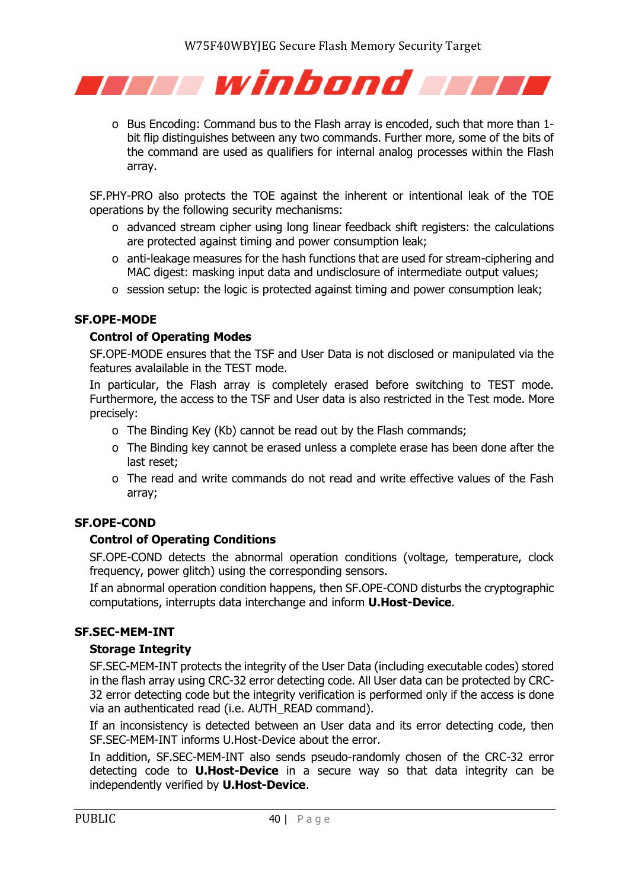- Bus Encoding: Command bus to the Flash array is encoded, such that more than 1-bit flip distinguishes between any two commands. Further more, some of the bits of the command are used as qualifiers for internal analog processes within the Flash array.

SF.PHY-PRO also protects the TOE against the inherent or intentional leak of the TOE operations by the following security mechanisms:

- advanced stream cipher using long linear feedback shift registers: the calculations are protected against timing and power consumption leak;
- anti-leakage measures for the hash functions that are used for stream-ciphering and MAC digest: masking input data and undisclosure of intermediate output values;
- session setup: the logic is protected against timing and power consumption leak;

**SF.OPE-MODE**

**Control of Operating Modes**

SF.OPE-MODE ensures that the TSF and User Data is not disclosed or manipulated via the features avalailable in the TEST mode.

In particular, the Flash array is completely erased before switching to TEST mode. Furthermore, the access to the TSF and User data is also restricted in the Test mode. More precisely:

- The Binding Key (Kb) cannot be read out by the Flash commands;
- The Binding key cannot be erased unless a complete erase has been done after the last reset;
- The read and write commands do not read and write effective values of the Fash array;

**SF.OPE-COND**

**Control of Operating Conditions**

SF.OPE-COND detects the abnormal operation conditions (voltage, temperature, clock frequency, power glitch) using the corresponding sensors.

If an abnormal operation condition happens, then SF.OPE-COND disturbs the cryptographic computations, interrupts data interchange and inform **U.Host-Device**.

**SF.SEC-MEM-INT**

**Storage Integrity**

SF.SEC-MEM-INT protects the integrity of the User Data (including executable codes) stored in the flash array using CRC-32 error detecting code. All User data can be protected by CRC-32 error detecting code but the integrity verification is performed only if the access is done via an authenticated read (i.e. AUTH_READ command).

If an inconsistency is detected between an User data and its error detecting code, then SF.SEC-MEM-INT informs U.Host-Device about the error.

In addition, SF.SEC-MEM-INT also sends pseudo-randomly chosen of the CRC-32 error detecting code to **U.Host-Device** in a secure way so that data integrity can be independently verified by **U.Host-Device**.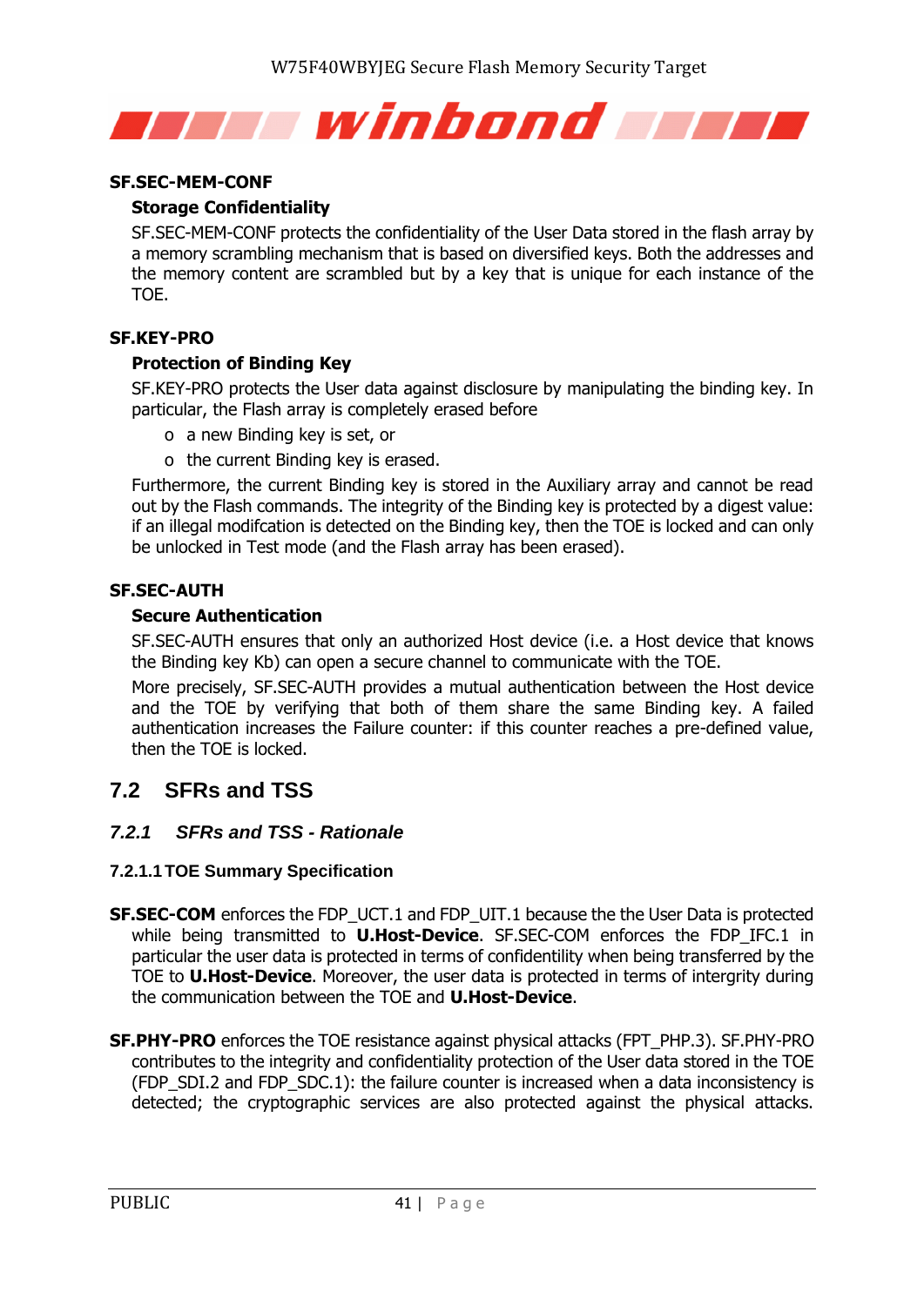**SF.SEC-MEM-CONF**

**Storage Confidentiality**

SF.SEC-MEM-CONF protects the confidentiality of the User Data stored in the flash array by a memory scrambling mechanism that is based on diversified keys. Both the addresses and the memory content are scrambled but by a key that is unique for each instance of the TOE.

**SF.KEY-PRO**

**Protection of Binding Key**

SF.KEY-PRO protects the User data against disclosure by manipulating the binding key. In particular, the Flash array is completely erased before

- a new Binding key is set, or
- the current Binding key is erased.

Furthermore, the current Binding key is stored in the Auxiliary array and cannot be read out by the Flash commands. The integrity of the Binding key is protected by a digest value: if an illegal modifcation is detected on the Binding key, then the TOE is locked and can only be unlocked in Test mode (and the Flash array has been erased).

**SF.SEC-AUTH**

**Secure Authentication**

SF.SEC-AUTH ensures that only an authorized Host device (i.e. a Host device that knows the Binding key Kb) can open a secure channel to communicate with the TOE.

More precisely, SF.SEC-AUTH provides a mutual authentication between the Host device and the TOE by verifying that both of them share the same Binding key. A failed authentication increases the Failure counter: if this counter reaches a pre-defined value, then the TOE is locked.

## 7.2 SFRs and TSS

### *7.2.1 SFRs and TSS - Rationale*

#### 7.2.1.1 TOE Summary Specification

**SF.SEC-COM** enforces the FDP_UCT.1 and FDP_UIT.1 because the the User Data is protected while being transmitted to **U.Host-Device**. SF.SEC-COM enforces the FDP_IFC.1 in particular the user data is protected in terms of confidentility when being transferred by the TOE to **U.Host-Device**. Moreover, the user data is protected in terms of intergrity during the communication between the TOE and **U.Host-Device**.

**SF.PHY-PRO** enforces the TOE resistance against physical attacks (FPT_PHP.3). SF.PHY-PRO contributes to the integrity and confidentiality protection of the User data stored in the TOE (FDP_SDI.2 and FDP_SDC.1): the failure counter is increased when a data inconsistency is detected; the cryptographic services are also protected against the physical attacks.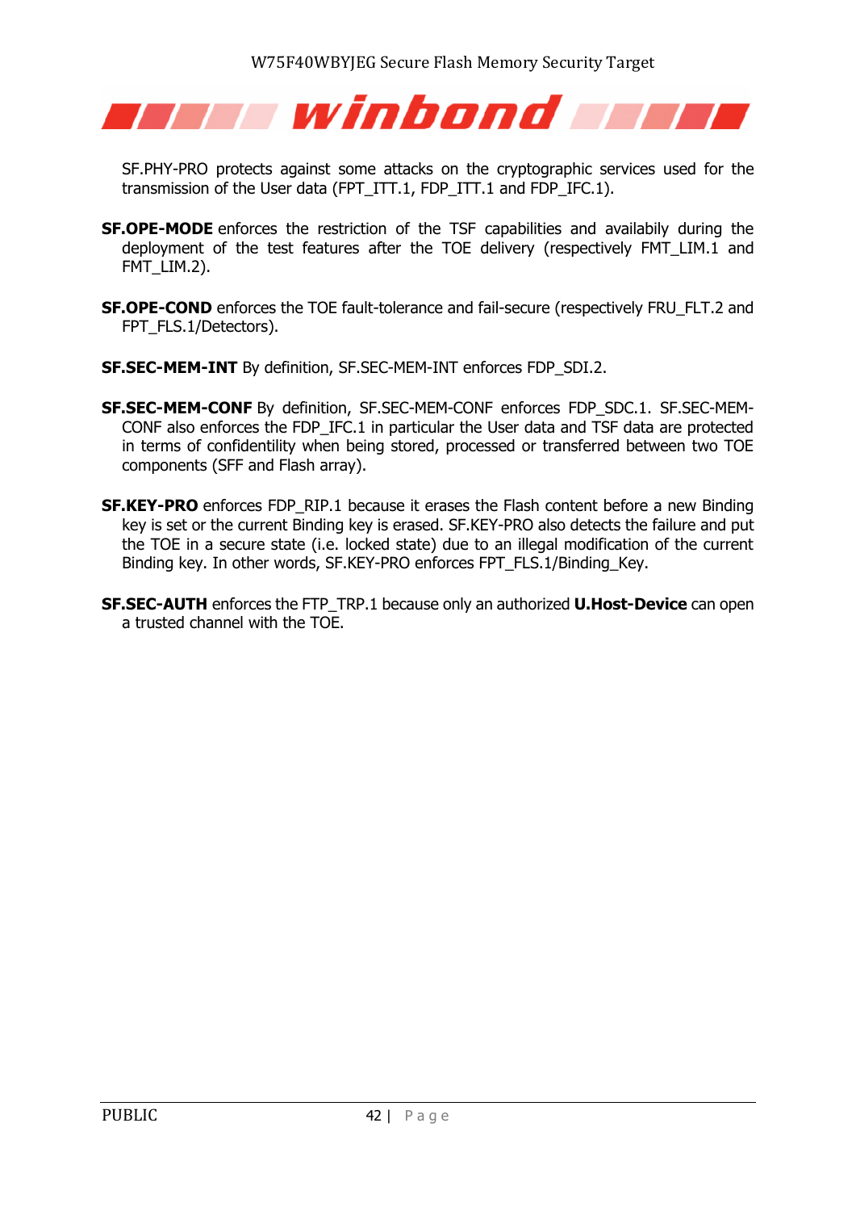SF.PHY-PRO protects against some attacks on the cryptographic services used for the transmission of the User data (FPT_ITT.1, FDP_ITT.1 and FDP_IFC.1).

**SF.OPE-MODE** enforces the restriction of the TSF capabilities and availabily during the deployment of the test features after the TOE delivery (respectively FMT_LIM.1 and FMT_LIM.2).

**SF.OPE-COND** enforces the TOE fault-tolerance and fail-secure (respectively FRU_FLT.2 and FPT_FLS.1/Detectors).

**SF.SEC-MEM-INT** By definition, SF.SEC-MEM-INT enforces FDP_SDI.2.

**SF.SEC-MEM-CONF** By definition, SF.SEC-MEM-CONF enforces FDP_SDC.1. SF.SEC-MEM-CONF also enforces the FDP_IFC.1 in particular the User data and TSF data are protected in terms of confidentility when being stored, processed or transferred between two TOE components (SFF and Flash array).

**SF.KEY-PRO** enforces FDP_RIP.1 because it erases the Flash content before a new Binding key is set or the current Binding key is erased. SF.KEY-PRO also detects the failure and put the TOE in a secure state (i.e. locked state) due to an illegal modification of the current Binding key. In other words, SF.KEY-PRO enforces FPT_FLS.1/Binding_Key.

**SF.SEC-AUTH** enforces the FTP_TRP.1 because only an authorized **U.Host-Device** can open a trusted channel with the TOE.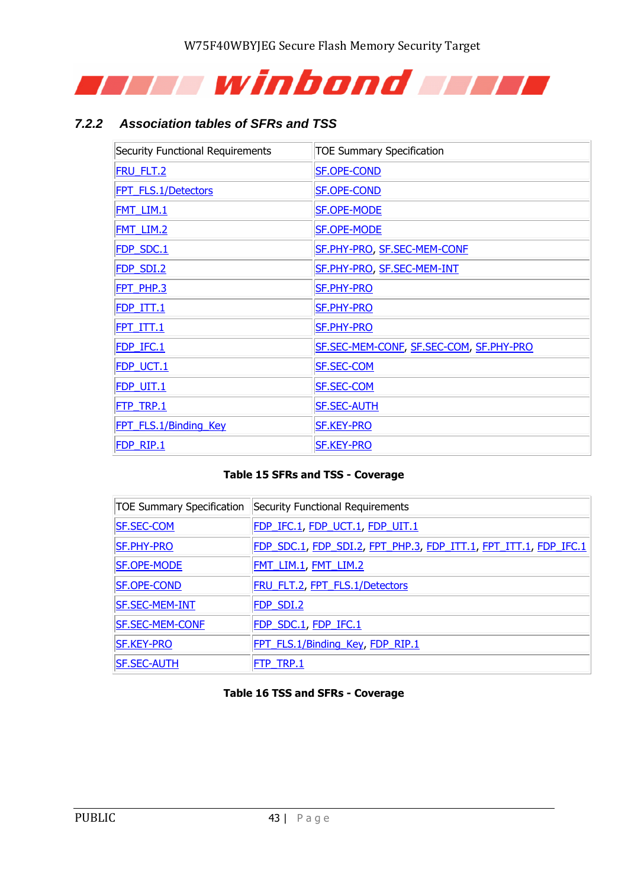### 7.2.2 *Association tables of SFRs and TSS*

| Security Functional Requirements | TOE Summary Specification |
|---|---|
| FRU_FLT.2 | SF.OPE-COND |
| FPT_FLS.1/Detectors | SF.OPE-COND |
| FMT_LIM.1 | SF.OPE-MODE |
| FMT_LIM.2 | SF.OPE-MODE |
| FDP_SDC.1 | SF.PHY-PRO, SF.SEC-MEM-CONF |
| FDP_SDI.2 | SF.PHY-PRO, SF.SEC-MEM-INT |
| FPT_PHP.3 | SF.PHY-PRO |
| FDP_ITT.1 | SF.PHY-PRO |
| FPT_ITT.1 | SF.PHY-PRO |
| FDP_IFC.1 | SF.SEC-MEM-CONF, SF.SEC-COM, SF.PHY-PRO |
| FDP_UCT.1 | SF.SEC-COM |
| FDP_UIT.1 | SF.SEC-COM |
| FTP_TRP.1 | SF.SEC-AUTH |
| FPT_FLS.1/Binding_Key | SF.KEY-PRO |
| FDP_RIP.1 | SF.KEY-PRO |

**Table 15 SFRs and TSS - Coverage**

| TOE Summary Specification | Security Functional Requirements |
|---|---|
| SF.SEC-COM | FDP_IFC.1, FDP_UCT.1, FDP_UIT.1 |
| SF.PHY-PRO | FDP_SDC.1, FDP_SDI.2, FPT_PHP.3, FDP_ITT.1, FPT_ITT.1, FDP_IFC.1 |
| SF.OPE-MODE | FMT_LIM.1, FMT_LIM.2 |
| SF.OPE-COND | FRU_FLT.2, FPT_FLS.1/Detectors |
| SF.SEC-MEM-INT | FDP_SDI.2 |
| SF.SEC-MEM-CONF | FDP_SDC.1, FDP_IFC.1 |
| SF.KEY-PRO | FPT_FLS.1/Binding_Key, FDP_RIP.1 |
| SF.SEC-AUTH | FTP_TRP.1 |

**Table 16 TSS and SFRs - Coverage**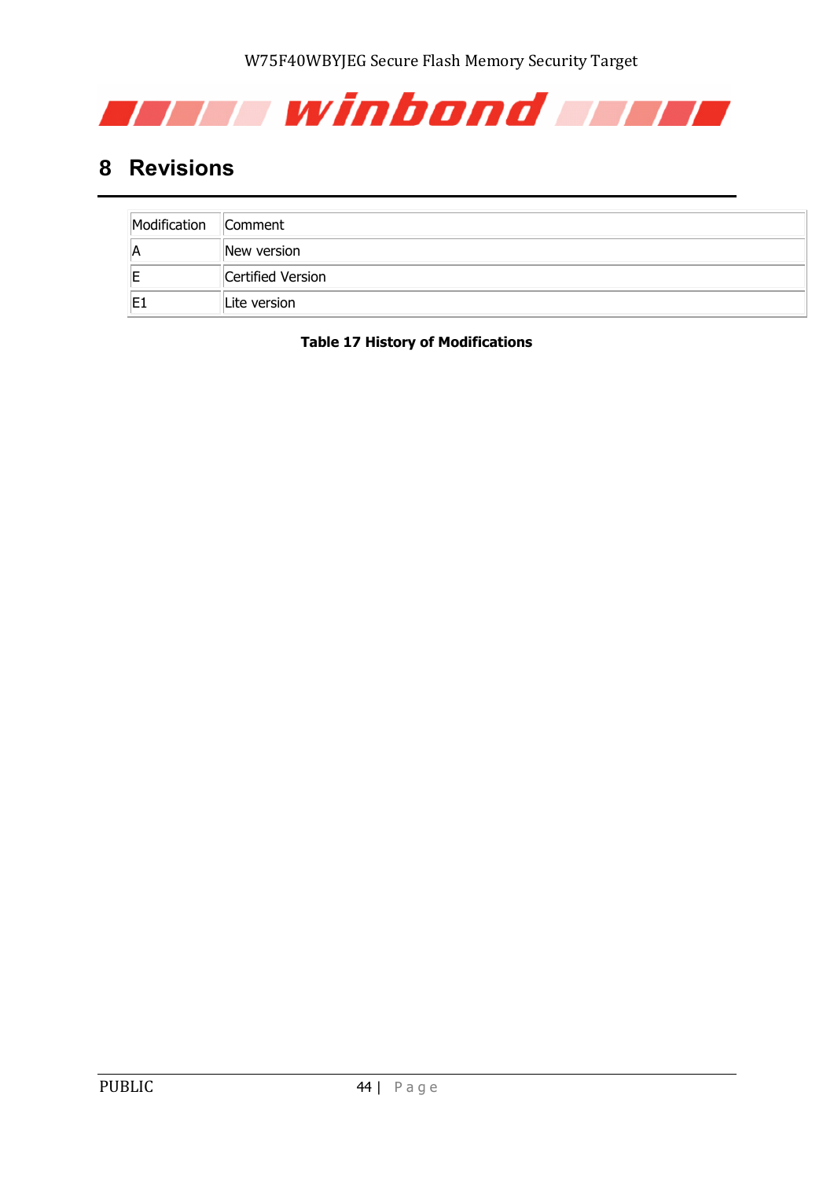# 8 Revisions

| Modification | Comment |
|---|---|
| A | New version |
| E | Certified Version |
| E1 | Lite version |

**Table 17 History of Modifications**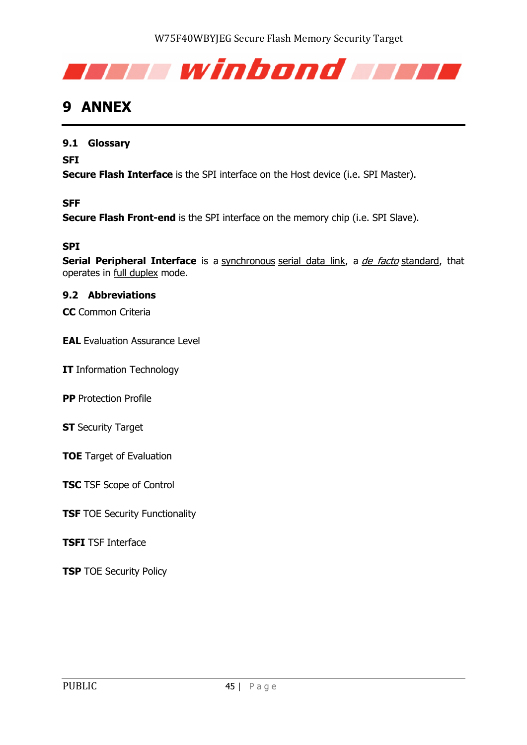# 9 ANNEX

## 9.1 Glossary

**SFI**

**Secure Flash Interface** is the SPI interface on the Host device (i.e. SPI Master).

**SFF**

**Secure Flash Front-end** is the SPI interface on the memory chip (i.e. SPI Slave).

**SPI**

**Serial Peripheral Interface** is a synchronous serial data link, a *de facto* standard, that operates in full duplex mode.

## 9.2 Abbreviations

**CC** Common Criteria

**EAL** Evaluation Assurance Level

**IT** Information Technology

**PP** Protection Profile

**ST** Security Target

**TOE** Target of Evaluation

**TSC** TSF Scope of Control

**TSF** TOE Security Functionality

**TSFI** TSF Interface

**TSP** TOE Security Policy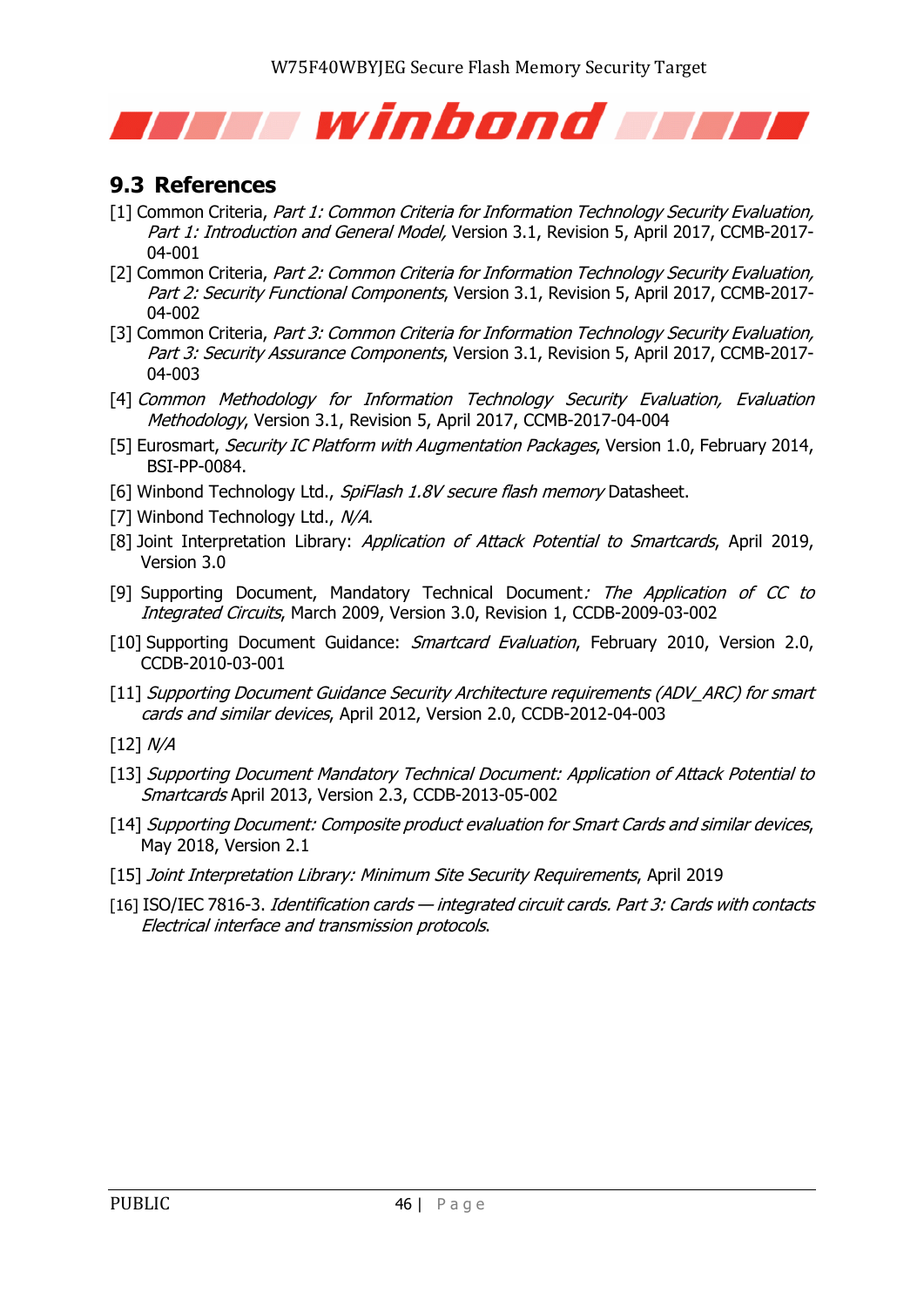## 9.3 References

[1] Common Criteria, *Part 1: Common Criteria for Information Technology Security Evaluation, Part 1: Introduction and General Model,* Version 3.1, Revision 5, April 2017, CCMB-2017-04-001

[2] Common Criteria, *Part 2: Common Criteria for Information Technology Security Evaluation, Part 2: Security Functional Components*, Version 3.1, Revision 5, April 2017, CCMB-2017-04-002

[3] Common Criteria, *Part 3: Common Criteria for Information Technology Security Evaluation, Part 3: Security Assurance Components*, Version 3.1, Revision 5, April 2017, CCMB-2017-04-003

[4] *Common Methodology for Information Technology Security Evaluation, Evaluation Methodology*, Version 3.1, Revision 5, April 2017, CCMB-2017-04-004

[5] Eurosmart, *Security IC Platform with Augmentation Packages*, Version 1.0, February 2014, BSI-PP-0084.

[6] Winbond Technology Ltd., *SpiFlash 1.8V secure flash memory* Datasheet.

[7] Winbond Technology Ltd., *N/A*.

[8] Joint Interpretation Library: *Application of Attack Potential to Smartcards*, April 2019, Version 3.0

[9] Supporting Document, Mandatory Technical Document*: The Application of CC to Integrated Circuits*, March 2009, Version 3.0, Revision 1, CCDB-2009-03-002

[10] Supporting Document Guidance: *Smartcard Evaluation*, February 2010, Version 2.0, CCDB-2010-03-001

[11] *Supporting Document Guidance Security Architecture requirements (ADV_ARC) for smart cards and similar devices*, April 2012, Version 2.0, CCDB-2012-04-003

[12] *N/A*

[13] *Supporting Document Mandatory Technical Document: Application of Attack Potential to Smartcards* April 2013, Version 2.3, CCDB-2013-05-002

[14] *Supporting Document: Composite product evaluation for Smart Cards and similar devices*, May 2018, Version 2.1

[15] *Joint Interpretation Library: Minimum Site Security Requirements*, April 2019

[16] ISO/IEC 7816-3. *Identification cards — integrated circuit cards. Part 3: Cards with contacts Electrical interface and transmission protocols*.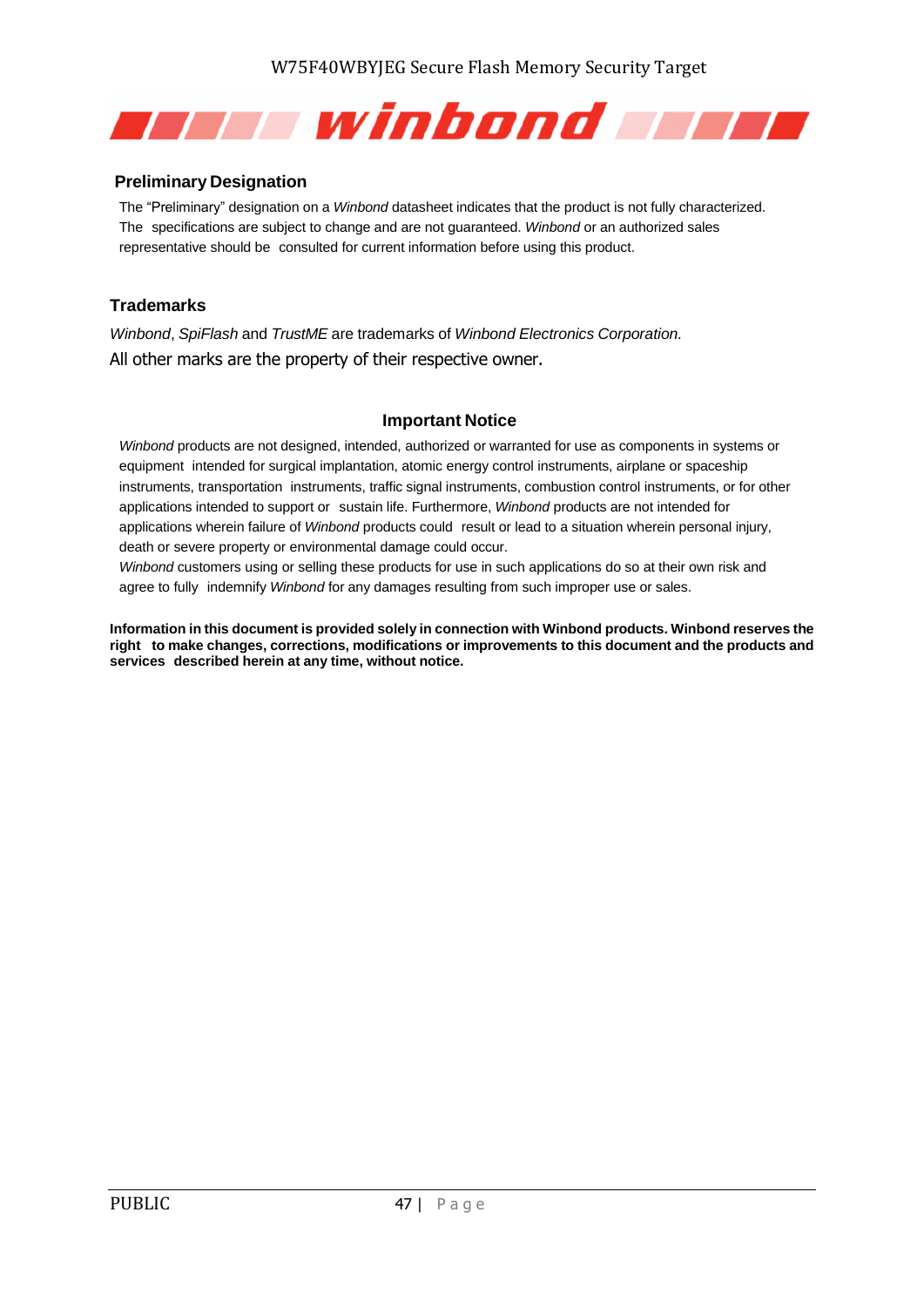## Preliminary Designation

The "Preliminary" designation on a *Winbond* datasheet indicates that the product is not fully characterized. The specifications are subject to change and are not guaranteed. *Winbond* or an authorized sales representative should be consulted for current information before using this product.

## Trademarks

*Winbond*, *SpiFlash* and *TrustME* are trademarks of *Winbond Electronics Corporation.*
All other marks are the property of their respective owner.

## Important Notice

*Winbond* products are not designed, intended, authorized or warranted for use as components in systems or equipment intended for surgical implantation, atomic energy control instruments, airplane or spaceship instruments, transportation instruments, traffic signal instruments, combustion control instruments, or for other applications intended to support or sustain life. Furthermore, *Winbond* products are not intended for applications wherein failure of *Winbond* products could result or lead to a situation wherein personal injury, death or severe property or environmental damage could occur.
*Winbond* customers using or selling these products for use in such applications do so at their own risk and agree to fully indemnify *Winbond* for any damages resulting from such improper use or sales.

**Information in this document is provided solely in connection with Winbond products. Winbond reserves the right to make changes, corrections, modifications or improvements to this document and the products and services described herein at any time, without notice.**